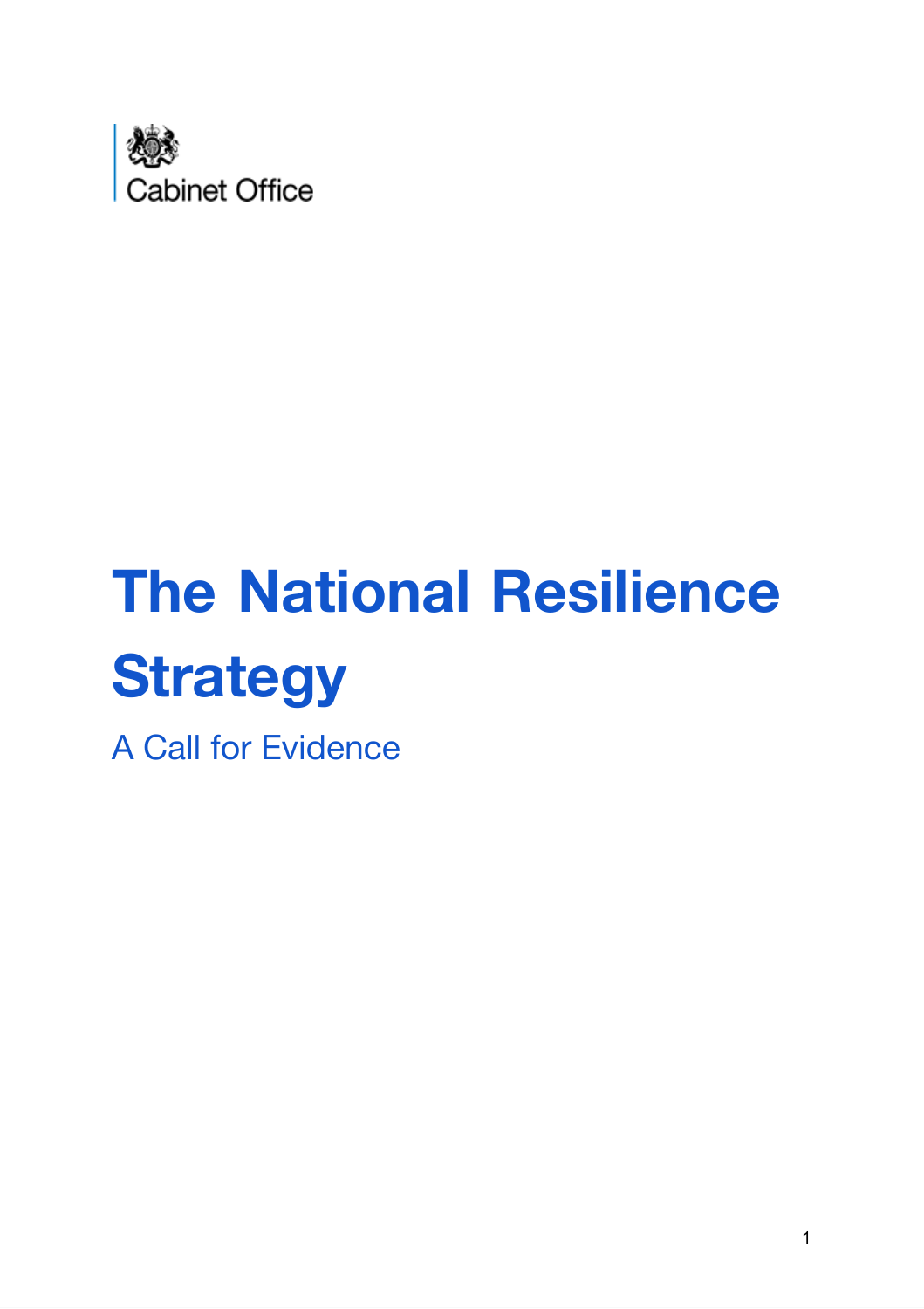Cabinet Office

# The National Resilience Strategy

A Call for Evidence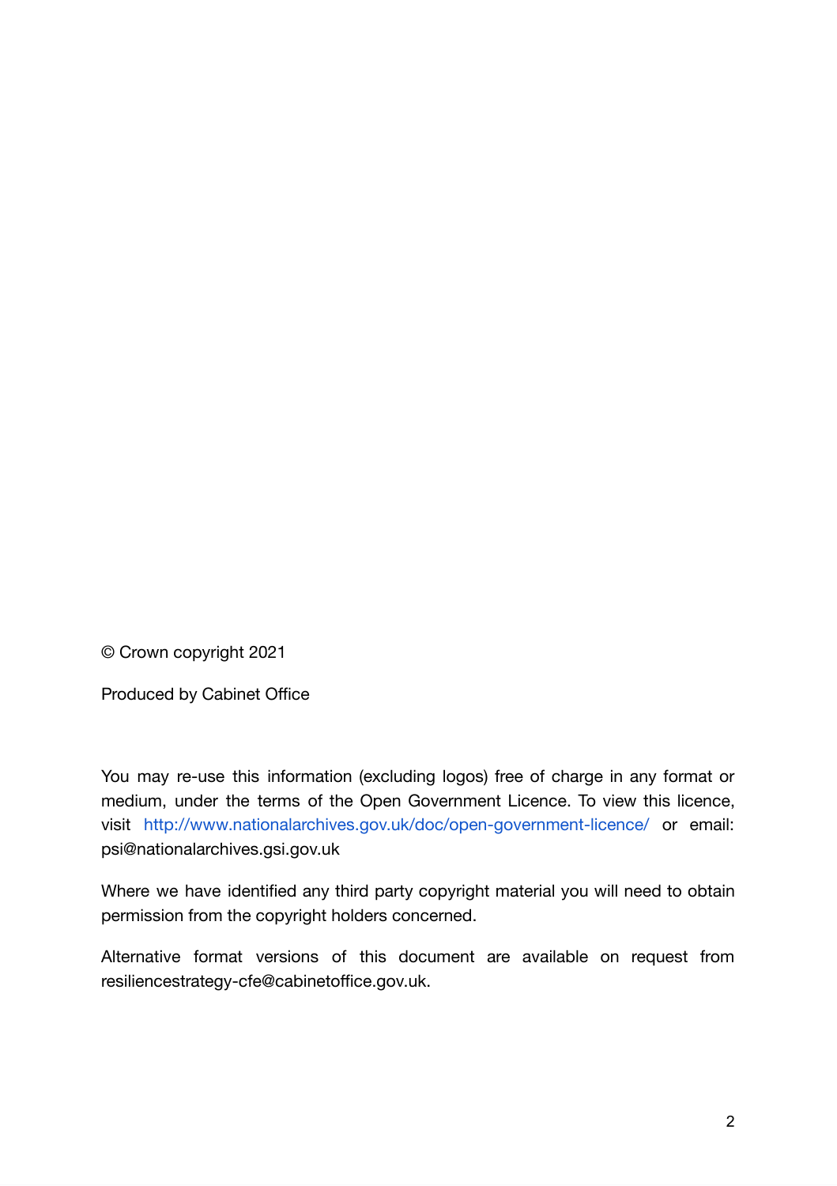© Crown copyright 2021

Produced by Cabinet Office

You may re-use this information (excluding logos) free of charge in any format or medium, under the terms of the Open Government Licence. To view this licence, visit http://www.nationalarchives.gov.uk/doc/open-government-licence/ or email: psi@nationalarchives.gsi.gov.uk

Where we have identified any third party copyright material you will need to obtain permission from the copyright holders concerned.

Alternative format versions of this document are available on request from resiliencestrategy-cfe@cabinetoffice.gov.uk.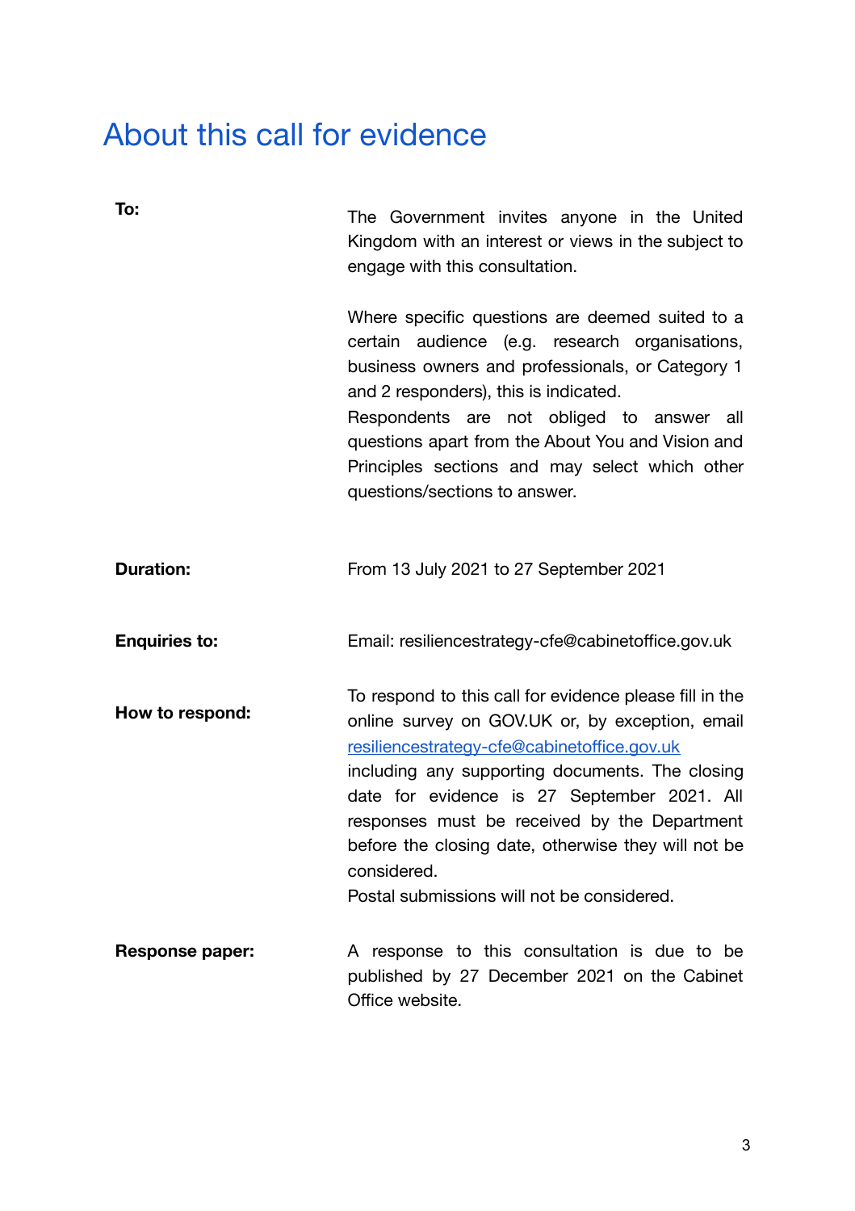# About this call for evidence

| | |
|---|---|
| **To:** | The Government invites anyone in the United Kingdom with an interest or views in the subject to engage with this consultation.<br><br>Where specific questions are deemed suited to a certain audience (e.g. research organisations, business owners and professionals, or Category 1 and 2 responders), this is indicated.<br>Respondents are not obliged to answer all questions apart from the About You and Vision and Principles sections and may select which other questions/sections to answer. |
| **Duration:** | From 13 July 2021 to 27 September 2021 |
| **Enquiries to:** | Email: resiliencestrategy-cfe@cabinetoffice.gov.uk |
| **How to respond:** | To respond to this call for evidence please fill in the online survey on GOV.UK or, by exception, email resiliencestrategy-cfe@cabinetoffice.gov.uk including any supporting documents. The closing date for evidence is 27 September 2021. All responses must be received by the Department before the closing date, otherwise they will not be considered.<br>Postal submissions will not be considered. |
| **Response paper:** | A response to this consultation is due to be published by 27 December 2021 on the Cabinet Office website. |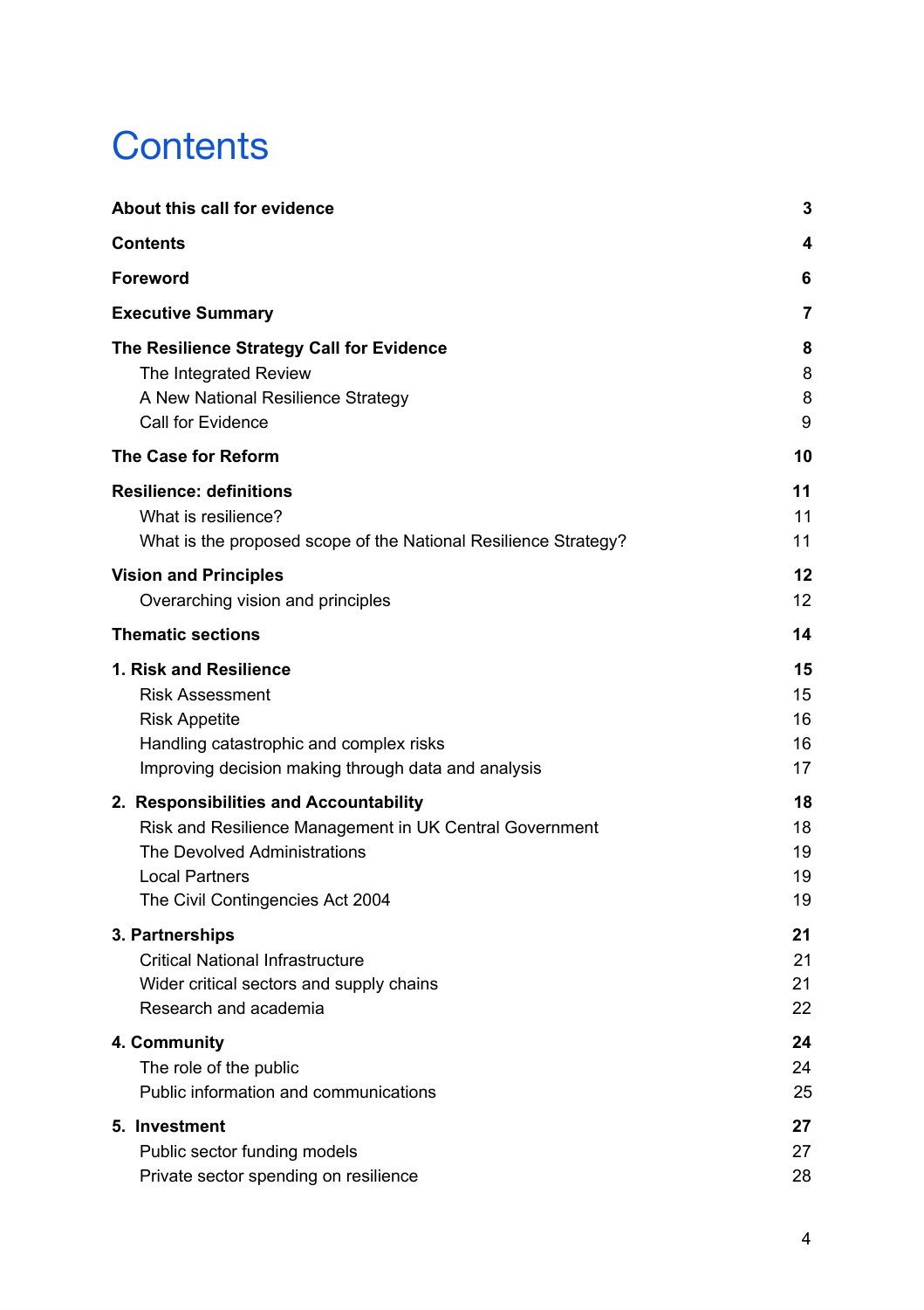# Contents

| | |
|---|---|
| **About this call for evidence** | **3** |
| **Contents** | **4** |
| **Foreword** | **6** |
| **Executive Summary** | **7** |
| **The Resilience Strategy Call for Evidence** | **8** |
| The Integrated Review | 8 |
| A New National Resilience Strategy | 8 |
| Call for Evidence | 9 |
| **The Case for Reform** | **10** |
| **Resilience: definitions** | **11** |
| What is resilience? | 11 |
| What is the proposed scope of the National Resilience Strategy? | 11 |
| **Vision and Principles** | **12** |
| Overarching vision and principles | 12 |
| **Thematic sections** | **14** |
| **1. Risk and Resilience** | **15** |
| Risk Assessment | 15 |
| Risk Appetite | 16 |
| Handling catastrophic and complex risks | 16 |
| Improving decision making through data and analysis | 17 |
| **2. Responsibilities and Accountability** | **18** |
| Risk and Resilience Management in UK Central Government | 18 |
| The Devolved Administrations | 19 |
| Local Partners | 19 |
| The Civil Contingencies Act 2004 | 19 |
| **3. Partnerships** | **21** |
| Critical National Infrastructure | 21 |
| Wider critical sectors and supply chains | 21 |
| Research and academia | 22 |
| **4. Community** | **24** |
| The role of the public | 24 |
| Public information and communications | 25 |
| **5. Investment** | **27** |
| Public sector funding models | 27 |
| Private sector spending on resilience | 28 |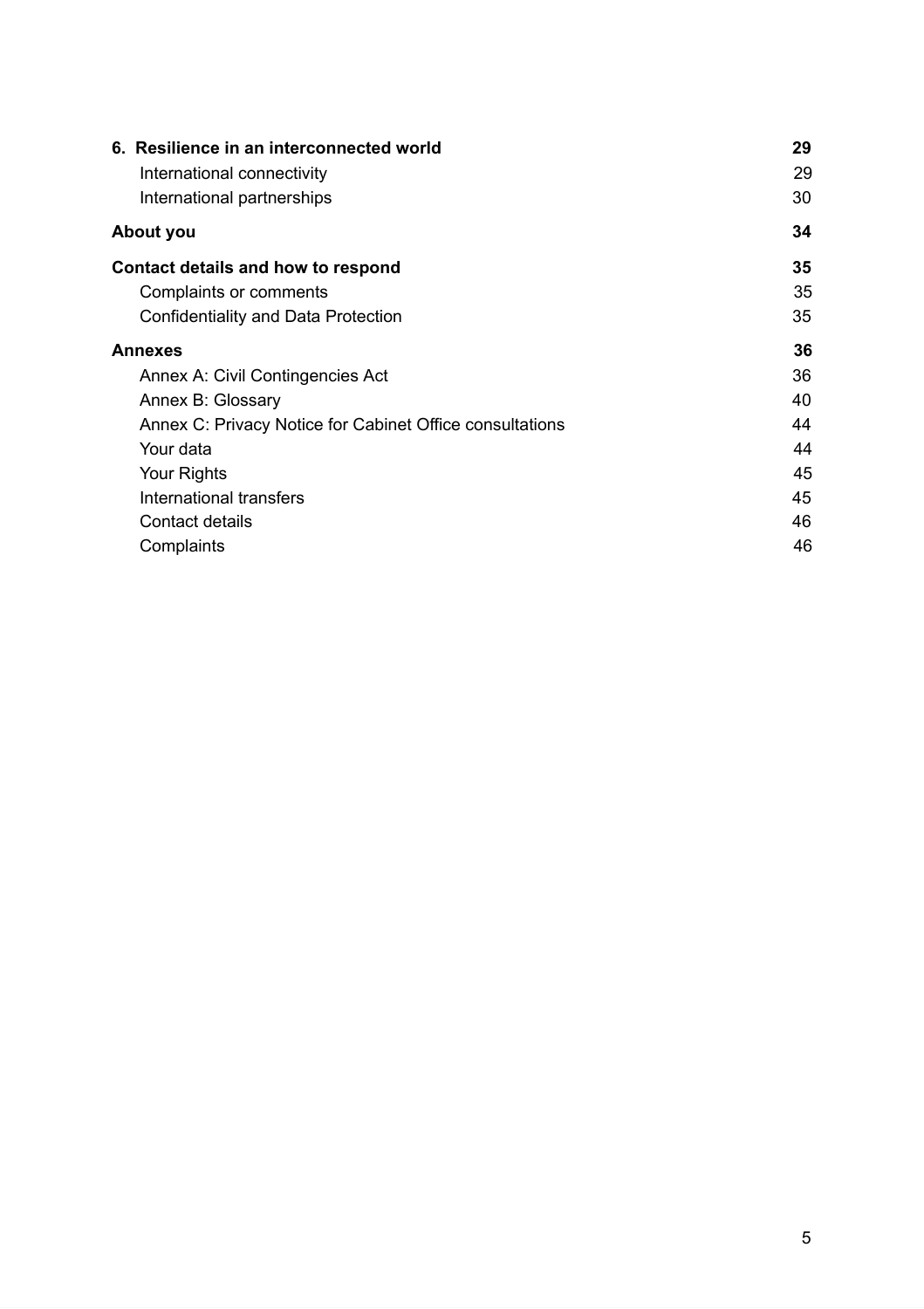| | |
|---|---|
| **6. Resilience in an interconnected world** | **29** |
| International connectivity | 29 |
| International partnerships | 30 |
| **About you** | **34** |
| **Contact details and how to respond** | **35** |
| Complaints or comments | 35 |
| Confidentiality and Data Protection | 35 |
| **Annexes** | **36** |
| Annex A: Civil Contingencies Act | 36 |
| Annex B: Glossary | 40 |
| Annex C: Privacy Notice for Cabinet Office consultations | 44 |
| Your data | 44 |
| Your Rights | 45 |
| International transfers | 45 |
| Contact details | 46 |
| Complaints | 46 |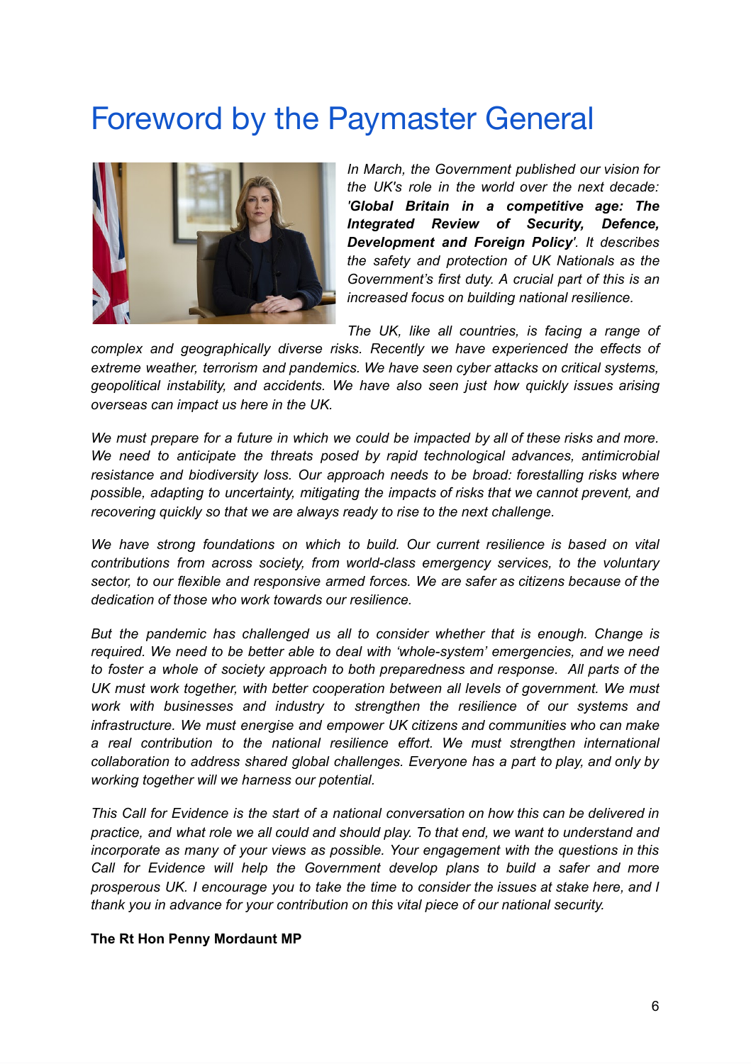# Foreword by the Paymaster General

*In March, the Government published our vision for the UK's role in the world over the next decade: '**Global Britain in a competitive age: The Integrated Review of Security, Defence, Development and Foreign Policy**'. It describes the safety and protection of UK Nationals as the Government's first duty. A crucial part of this is an increased focus on building national resilience.*

*The UK, like all countries, is facing a range of complex and geographically diverse risks. Recently we have experienced the effects of extreme weather, terrorism and pandemics. We have seen cyber attacks on critical systems, geopolitical instability, and accidents. We have also seen just how quickly issues arising overseas can impact us here in the UK.*

*We must prepare for a future in which we could be impacted by all of these risks and more. We need to anticipate the threats posed by rapid technological advances, antimicrobial resistance and biodiversity loss. Our approach needs to be broad: forestalling risks where possible, adapting to uncertainty, mitigating the impacts of risks that we cannot prevent, and recovering quickly so that we are always ready to rise to the next challenge.*

*We have strong foundations on which to build. Our current resilience is based on vital contributions from across society, from world-class emergency services, to the voluntary sector, to our flexible and responsive armed forces. We are safer as citizens because of the dedication of those who work towards our resilience.*

*But the pandemic has challenged us all to consider whether that is enough. Change is required. We need to be better able to deal with 'whole-system' emergencies, and we need to foster a whole of society approach to both preparedness and response. All parts of the UK must work together, with better cooperation between all levels of government. We must work with businesses and industry to strengthen the resilience of our systems and infrastructure. We must energise and empower UK citizens and communities who can make a real contribution to the national resilience effort. We must strengthen international collaboration to address shared global challenges. Everyone has a part to play, and only by working together will we harness our potential.*

*This Call for Evidence is the start of a national conversation on how this can be delivered in practice, and what role we all could and should play. To that end, we want to understand and incorporate as many of your views as possible. Your engagement with the questions in this Call for Evidence will help the Government develop plans to build a safer and more prosperous UK. I encourage you to take the time to consider the issues at stake here, and I thank you in advance for your contribution on this vital piece of our national security.*

**The Rt Hon Penny Mordaunt MP**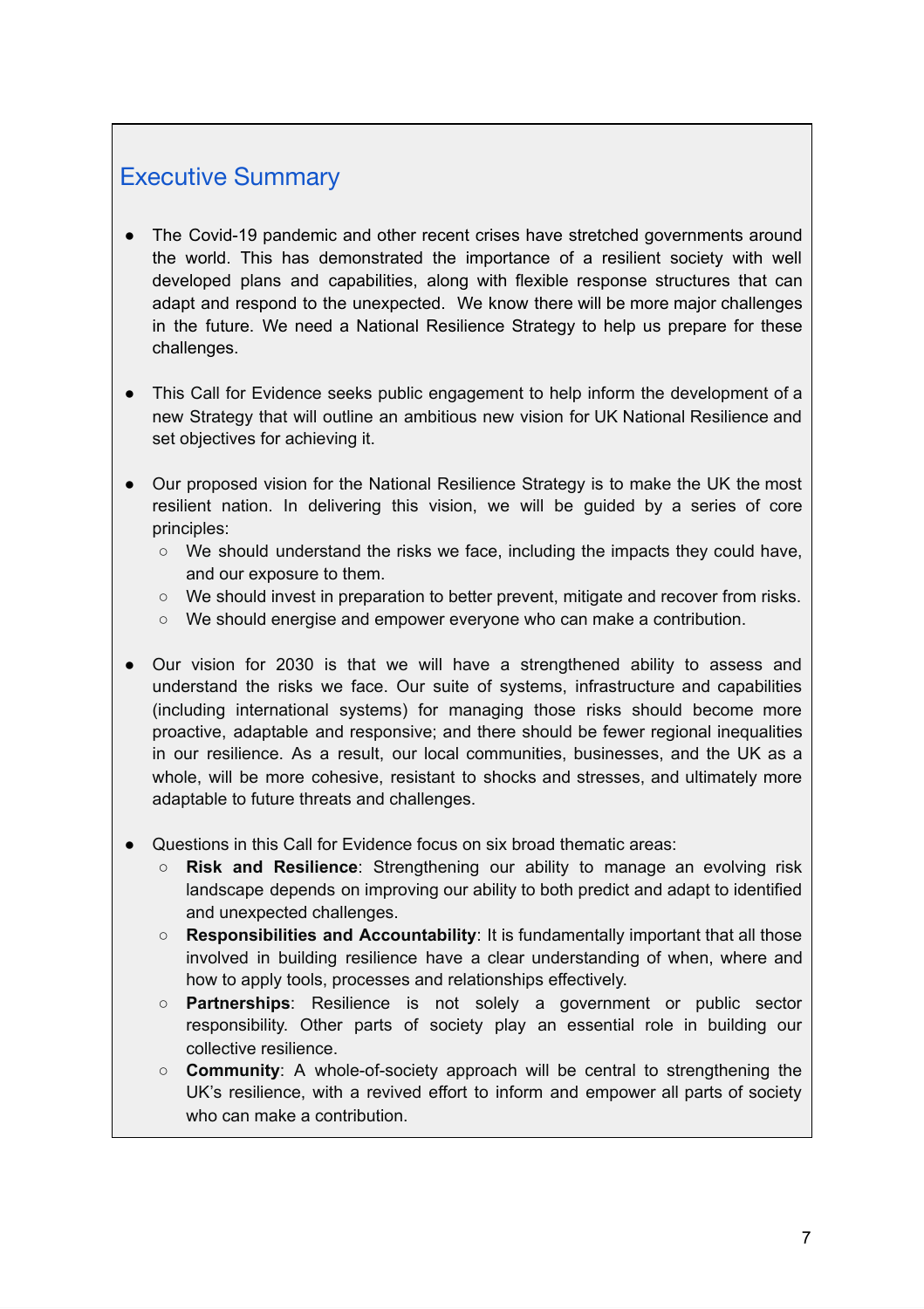## Executive Summary

- The Covid-19 pandemic and other recent crises have stretched governments around the world. This has demonstrated the importance of a resilient society with well developed plans and capabilities, along with flexible response structures that can adapt and respond to the unexpected. We know there will be more major challenges in the future. We need a National Resilience Strategy to help us prepare for these challenges.

- This Call for Evidence seeks public engagement to help inform the development of a new Strategy that will outline an ambitious new vision for UK National Resilience and set objectives for achieving it.

- Our proposed vision for the National Resilience Strategy is to make the UK the most resilient nation. In delivering this vision, we will be guided by a series of core principles:
    - We should understand the risks we face, including the impacts they could have, and our exposure to them.
    - We should invest in preparation to better prevent, mitigate and recover from risks.
    - We should energise and empower everyone who can make a contribution.

- Our vision for 2030 is that we will have a strengthened ability to assess and understand the risks we face. Our suite of systems, infrastructure and capabilities (including international systems) for managing those risks should become more proactive, adaptable and responsive; and there should be fewer regional inequalities in our resilience. As a result, our local communities, businesses, and the UK as a whole, will be more cohesive, resistant to shocks and stresses, and ultimately more adaptable to future threats and challenges.

- Questions in this Call for Evidence focus on six broad thematic areas:
    - **Risk and Resilience**: Strengthening our ability to manage an evolving risk landscape depends on improving our ability to both predict and adapt to identified and unexpected challenges.
    - **Responsibilities and Accountability**: It is fundamentally important that all those involved in building resilience have a clear understanding of when, where and how to apply tools, processes and relationships effectively.
    - **Partnerships**: Resilience is not solely a government or public sector responsibility. Other parts of society play an essential role in building our collective resilience.
    - **Community**: A whole-of-society approach will be central to strengthening the UK's resilience, with a revived effort to inform and empower all parts of society who can make a contribution.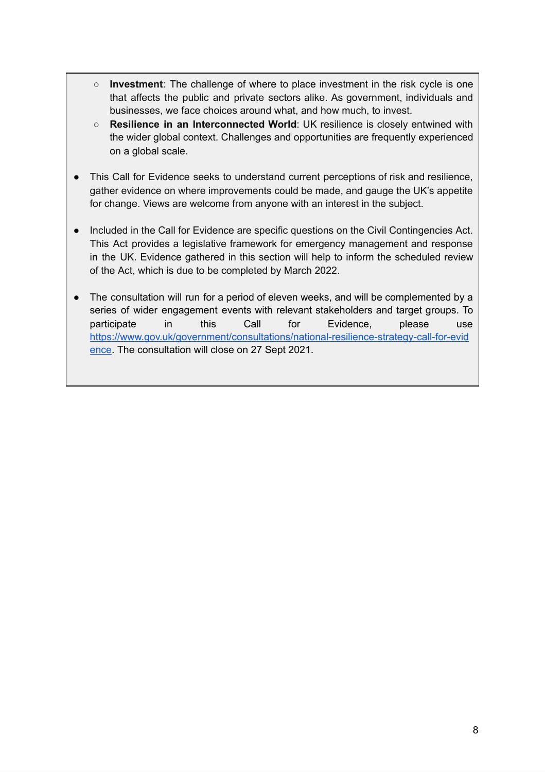- **Investment**: The challenge of where to place investment in the risk cycle is one that affects the public and private sectors alike. As government, individuals and businesses, we face choices around what, and how much, to invest.
  - **Resilience in an Interconnected World**: UK resilience is closely entwined with the wider global context. Challenges and opportunities are frequently experienced on a global scale.

- This Call for Evidence seeks to understand current perceptions of risk and resilience, gather evidence on where improvements could be made, and gauge the UK's appetite for change. Views are welcome from anyone with an interest in the subject.

- Included in the Call for Evidence are specific questions on the Civil Contingencies Act. This Act provides a legislative framework for emergency management and response in the UK. Evidence gathered in this section will help to inform the scheduled review of the Act, which is due to be completed by March 2022.

- The consultation will run for a period of eleven weeks, and will be complemented by a series of wider engagement events with relevant stakeholders and target groups. To participate in this Call for Evidence, please use [https://www.gov.uk/government/consultations/national-resilience-strategy-call-for-evidence](https://www.gov.uk/government/consultations/national-resilience-strategy-call-for-evidence). The consultation will close on 27 Sept 2021.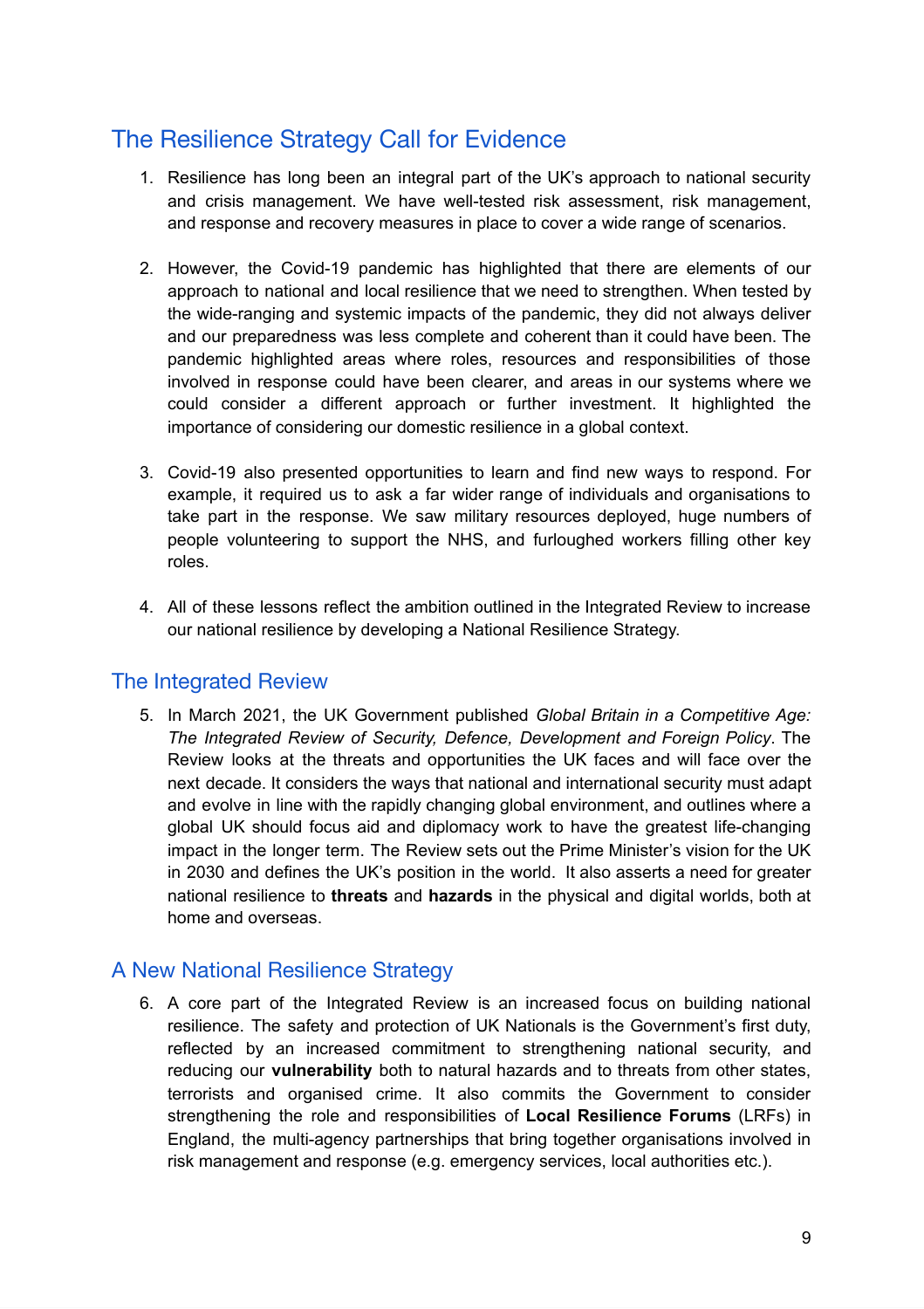## The Resilience Strategy Call for Evidence

1. Resilience has long been an integral part of the UK's approach to national security and crisis management. We have well-tested risk assessment, risk management, and response and recovery measures in place to cover a wide range of scenarios.

2. However, the Covid-19 pandemic has highlighted that there are elements of our approach to national and local resilience that we need to strengthen. When tested by the wide-ranging and systemic impacts of the pandemic, they did not always deliver and our preparedness was less complete and coherent than it could have been. The pandemic highlighted areas where roles, resources and responsibilities of those involved in response could have been clearer, and areas in our systems where we could consider a different approach or further investment. It highlighted the importance of considering our domestic resilience in a global context.

3. Covid-19 also presented opportunities to learn and find new ways to respond. For example, it required us to ask a far wider range of individuals and organisations to take part in the response. We saw military resources deployed, huge numbers of people volunteering to support the NHS, and furloughed workers filling other key roles.

4. All of these lessons reflect the ambition outlined in the Integrated Review to increase our national resilience by developing a National Resilience Strategy.

### The Integrated Review

5. In March 2021, the UK Government published *Global Britain in a Competitive Age: The Integrated Review of Security, Defence, Development and Foreign Policy*. The Review looks at the threats and opportunities the UK faces and will face over the next decade. It considers the ways that national and international security must adapt and evolve in line with the rapidly changing global environment, and outlines where a global UK should focus aid and diplomacy work to have the greatest life-changing impact in the longer term. The Review sets out the Prime Minister's vision for the UK in 2030 and defines the UK's position in the world. It also asserts a need for greater national resilience to **threats** and **hazards** in the physical and digital worlds, both at home and overseas.

### A New National Resilience Strategy

6. A core part of the Integrated Review is an increased focus on building national resilience. The safety and protection of UK Nationals is the Government's first duty, reflected by an increased commitment to strengthening national security, and reducing our **vulnerability** both to natural hazards and to threats from other states, terrorists and organised crime. It also commits the Government to consider strengthening the role and responsibilities of **Local Resilience Forums** (LRFs) in England, the multi-agency partnerships that bring together organisations involved in risk management and response (e.g. emergency services, local authorities etc.).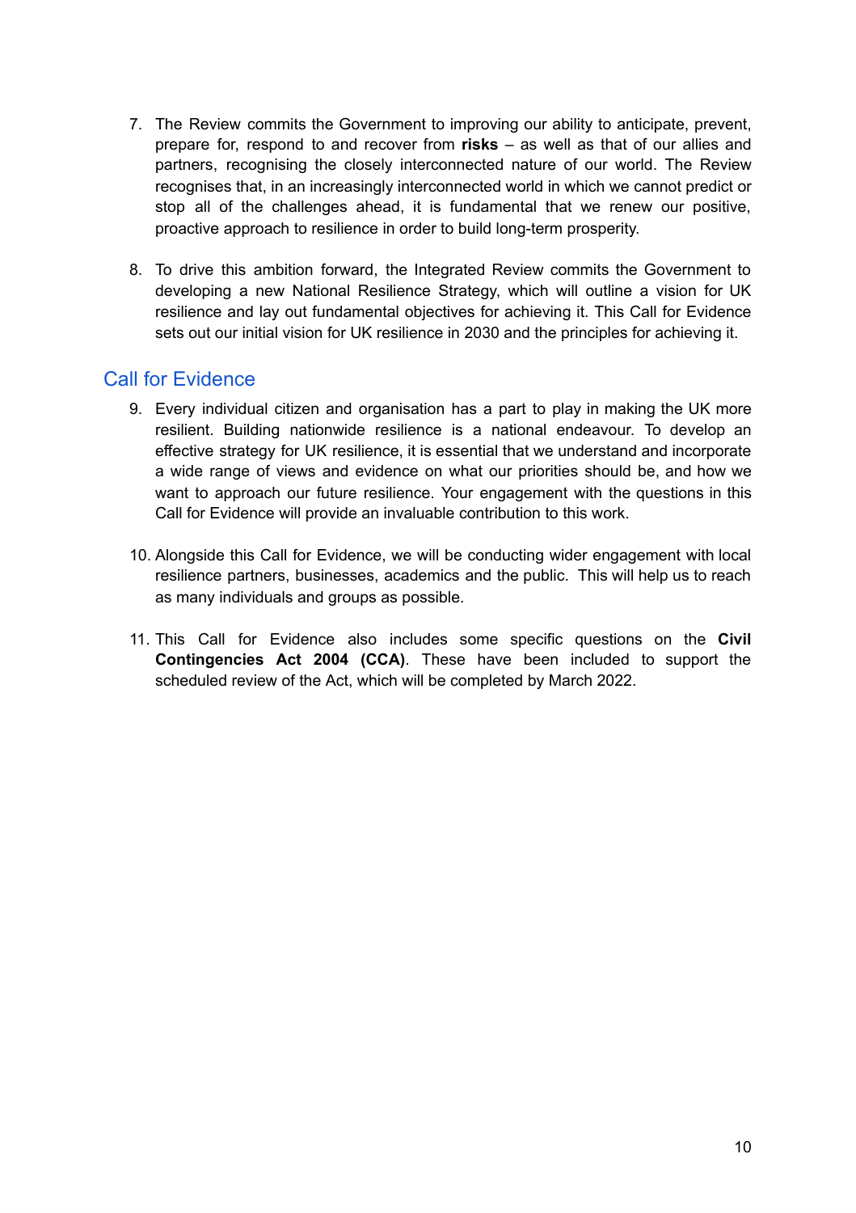7. The Review commits the Government to improving our ability to anticipate, prevent, prepare for, respond to and recover from **risks** – as well as that of our allies and partners, recognising the closely interconnected nature of our world. The Review recognises that, in an increasingly interconnected world in which we cannot predict or stop all of the challenges ahead, it is fundamental that we renew our positive, proactive approach to resilience in order to build long-term prosperity.

8. To drive this ambition forward, the Integrated Review commits the Government to developing a new National Resilience Strategy, which will outline a vision for UK resilience and lay out fundamental objectives for achieving it. This Call for Evidence sets out our initial vision for UK resilience in 2030 and the principles for achieving it.

## Call for Evidence

9. Every individual citizen and organisation has a part to play in making the UK more resilient. Building nationwide resilience is a national endeavour. To develop an effective strategy for UK resilience, it is essential that we understand and incorporate a wide range of views and evidence on what our priorities should be, and how we want to approach our future resilience. Your engagement with the questions in this Call for Evidence will provide an invaluable contribution to this work.

10. Alongside this Call for Evidence, we will be conducting wider engagement with local resilience partners, businesses, academics and the public. This will help us to reach as many individuals and groups as possible.

11. This Call for Evidence also includes some specific questions on the **Civil Contingencies Act 2004 (CCA)**. These have been included to support the scheduled review of the Act, which will be completed by March 2022.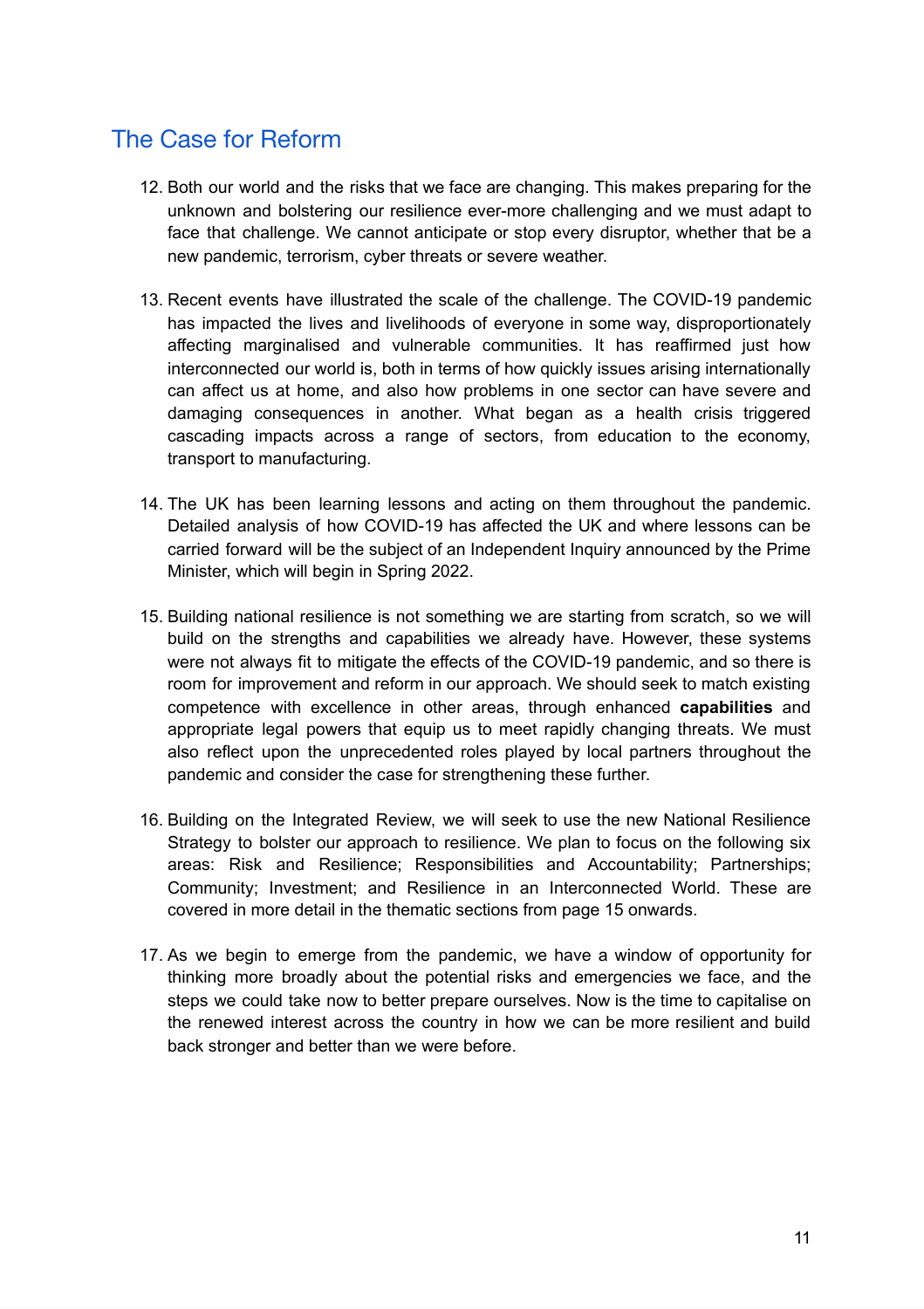## The Case for Reform

12. Both our world and the risks that we face are changing. This makes preparing for the unknown and bolstering our resilience ever-more challenging and we must adapt to face that challenge. We cannot anticipate or stop every disruptor, whether that be a new pandemic, terrorism, cyber threats or severe weather.

13. Recent events have illustrated the scale of the challenge. The COVID-19 pandemic has impacted the lives and livelihoods of everyone in some way, disproportionately affecting marginalised and vulnerable communities. It has reaffirmed just how interconnected our world is, both in terms of how quickly issues arising internationally can affect us at home, and also how problems in one sector can have severe and damaging consequences in another. What began as a health crisis triggered cascading impacts across a range of sectors, from education to the economy, transport to manufacturing.

14. The UK has been learning lessons and acting on them throughout the pandemic. Detailed analysis of how COVID-19 has affected the UK and where lessons can be carried forward will be the subject of an Independent Inquiry announced by the Prime Minister, which will begin in Spring 2022.

15. Building national resilience is not something we are starting from scratch, so we will build on the strengths and capabilities we already have. However, these systems were not always fit to mitigate the effects of the COVID-19 pandemic, and so there is room for improvement and reform in our approach. We should seek to match existing competence with excellence in other areas, through enhanced **capabilities** and appropriate legal powers that equip us to meet rapidly changing threats. We must also reflect upon the unprecedented roles played by local partners throughout the pandemic and consider the case for strengthening these further.

16. Building on the Integrated Review, we will seek to use the new National Resilience Strategy to bolster our approach to resilience. We plan to focus on the following six areas: Risk and Resilience; Responsibilities and Accountability; Partnerships; Community; Investment; and Resilience in an Interconnected World. These are covered in more detail in the thematic sections from page 15 onwards.

17. As we begin to emerge from the pandemic, we have a window of opportunity for thinking more broadly about the potential risks and emergencies we face, and the steps we could take now to better prepare ourselves. Now is the time to capitalise on the renewed interest across the country in how we can be more resilient and build back stronger and better than we were before.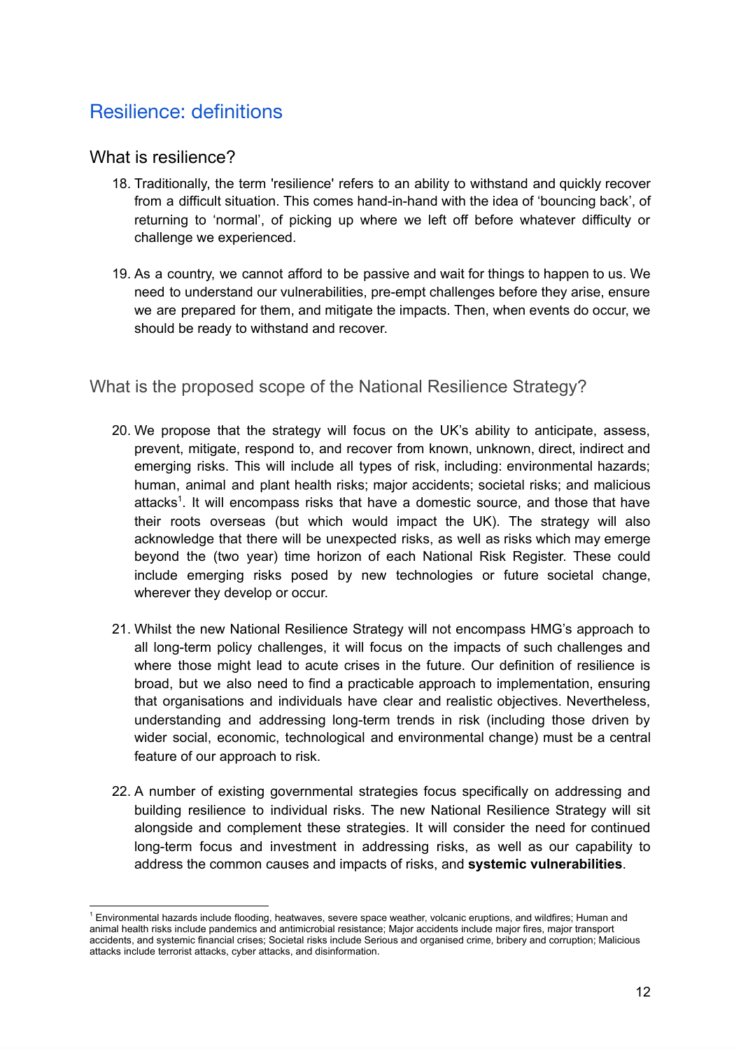## Resilience: definitions

### What is resilience?

18. Traditionally, the term 'resilience' refers to an ability to withstand and quickly recover from a difficult situation. This comes hand-in-hand with the idea of 'bouncing back', of returning to 'normal', of picking up where we left off before whatever difficulty or challenge we experienced.

19. As a country, we cannot afford to be passive and wait for things to happen to us. We need to understand our vulnerabilities, pre-empt challenges before they arise, ensure we are prepared for them, and mitigate the impacts. Then, when events do occur, we should be ready to withstand and recover.

### What is the proposed scope of the National Resilience Strategy?

20. We propose that the strategy will focus on the UK's ability to anticipate, assess, prevent, mitigate, respond to, and recover from known, unknown, direct, indirect and emerging risks. This will include all types of risk, including: environmental hazards; human, animal and plant health risks; major accidents; societal risks; and malicious attacks[1]. It will encompass risks that have a domestic source, and those that have their roots overseas (but which would impact the UK). The strategy will also acknowledge that there will be unexpected risks, as well as risks which may emerge beyond the (two year) time horizon of each National Risk Register. These could include emerging risks posed by new technologies or future societal change, wherever they develop or occur.

21. Whilst the new National Resilience Strategy will not encompass HMG's approach to all long-term policy challenges, it will focus on the impacts of such challenges and where those might lead to acute crises in the future. Our definition of resilience is broad, but we also need to find a practicable approach to implementation, ensuring that organisations and individuals have clear and realistic objectives. Nevertheless, understanding and addressing long-term trends in risk (including those driven by wider social, economic, technological and environmental change) must be a central feature of our approach to risk.

22. A number of existing governmental strategies focus specifically on addressing and building resilience to individual risks. The new National Resilience Strategy will sit alongside and complement these strategies. It will consider the need for continued long-term focus and investment in addressing risks, as well as our capability to address the common causes and impacts of risks, and **systemic vulnerabilities**.

---

[1] Environmental hazards include flooding, heatwaves, severe space weather, volcanic eruptions, and wildfires; Human and animal health risks include pandemics and antimicrobial resistance; Major accidents include major fires, major transport accidents, and systemic financial crises; Societal risks include Serious and organised crime, bribery and corruption; Malicious attacks include terrorist attacks, cyber attacks, and disinformation.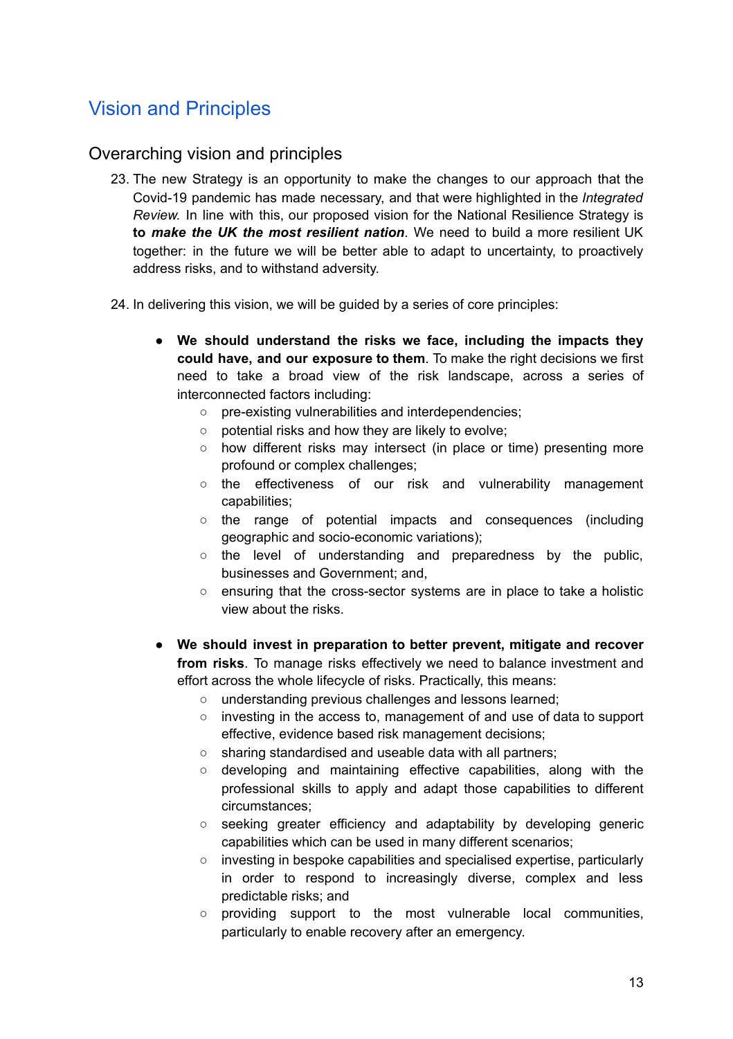# Vision and Principles

## Overarching vision and principles

23. The new Strategy is an opportunity to make the changes to our approach that the Covid-19 pandemic has made necessary, and that were highlighted in the *Integrated Review*. In line with this, our proposed vision for the National Resilience Strategy is **to *make the UK the most resilient nation***. We need to build a more resilient UK together: in the future we will be better able to adapt to uncertainty, to proactively address risks, and to withstand adversity.

24. In delivering this vision, we will be guided by a series of core principles:

- **We should understand the risks we face, including the impacts they could have, and our exposure to them**. To make the right decisions we first need to take a broad view of the risk landscape, across a series of interconnected factors including:
  - pre-existing vulnerabilities and interdependencies;
  - potential risks and how they are likely to evolve;
  - how different risks may intersect (in place or time) presenting more profound or complex challenges;
  - the effectiveness of our risk and vulnerability management capabilities;
  - the range of potential impacts and consequences (including geographic and socio-economic variations);
  - the level of understanding and preparedness by the public, businesses and Government; and,
  - ensuring that the cross-sector systems are in place to take a holistic view about the risks.

- **We should invest in preparation to better prevent, mitigate and recover from risks**. To manage risks effectively we need to balance investment and effort across the whole lifecycle of risks. Practically, this means:
  - understanding previous challenges and lessons learned;
  - investing in the access to, management of and use of data to support effective, evidence based risk management decisions;
  - sharing standardised and useable data with all partners;
  - developing and maintaining effective capabilities, along with the professional skills to apply and adapt those capabilities to different circumstances;
  - seeking greater efficiency and adaptability by developing generic capabilities which can be used in many different scenarios;
  - investing in bespoke capabilities and specialised expertise, particularly in order to respond to increasingly diverse, complex and less predictable risks; and
  - providing support to the most vulnerable local communities, particularly to enable recovery after an emergency.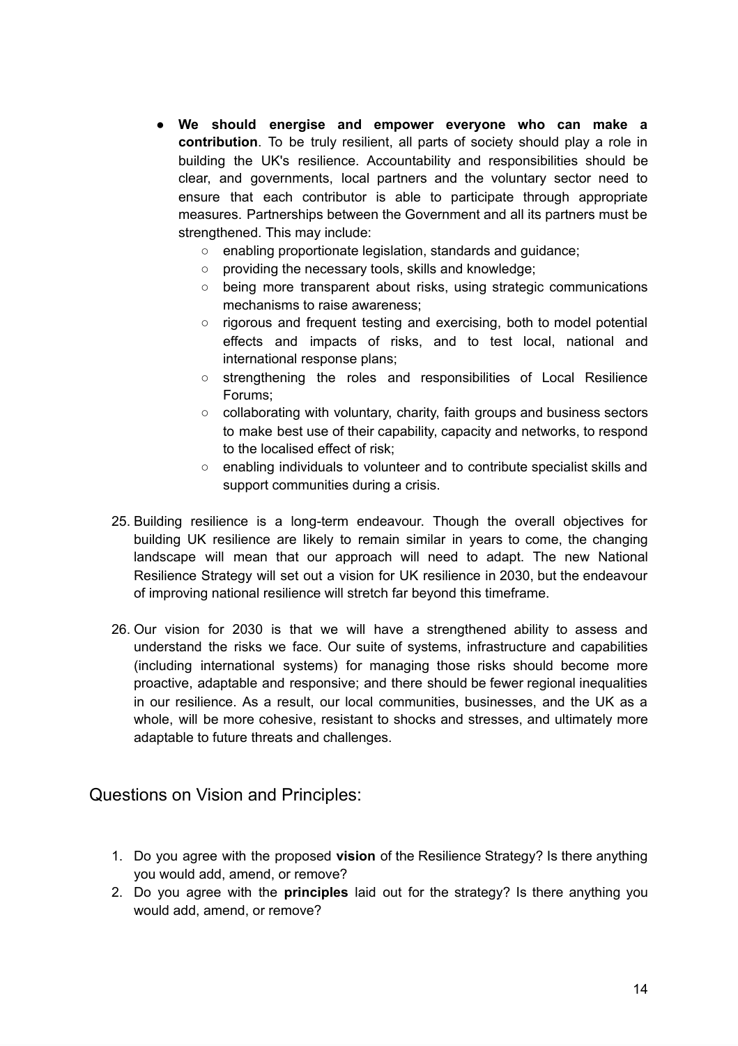- **We should energise and empower everyone who can make a contribution**. To be truly resilient, all parts of society should play a role in building the UK's resilience. Accountability and responsibilities should be clear, and governments, local partners and the voluntary sector need to ensure that each contributor is able to participate through appropriate measures. Partnerships between the Government and all its partners must be strengthened. This may include:
    - enabling proportionate legislation, standards and guidance;
    - providing the necessary tools, skills and knowledge;
    - being more transparent about risks, using strategic communications mechanisms to raise awareness;
    - rigorous and frequent testing and exercising, both to model potential effects and impacts of risks, and to test local, national and international response plans;
    - strengthening the roles and responsibilities of Local Resilience Forums;
    - collaborating with voluntary, charity, faith groups and business sectors to make best use of their capability, capacity and networks, to respond to the localised effect of risk;
    - enabling individuals to volunteer and to contribute specialist skills and support communities during a crisis.

25. Building resilience is a long-term endeavour. Though the overall objectives for building UK resilience are likely to remain similar in years to come, the changing landscape will mean that our approach will need to adapt. The new National Resilience Strategy will set out a vision for UK resilience in 2030, but the endeavour of improving national resilience will stretch far beyond this timeframe.

26. Our vision for 2030 is that we will have a strengthened ability to assess and understand the risks we face. Our suite of systems, infrastructure and capabilities (including international systems) for managing those risks should become more proactive, adaptable and responsive; and there should be fewer regional inequalities in our resilience. As a result, our local communities, businesses, and the UK as a whole, will be more cohesive, resistant to shocks and stresses, and ultimately more adaptable to future threats and challenges.

## Questions on Vision and Principles:

1. Do you agree with the proposed **vision** of the Resilience Strategy? Is there anything you would add, amend, or remove?
2. Do you agree with the **principles** laid out for the strategy? Is there anything you would add, amend, or remove?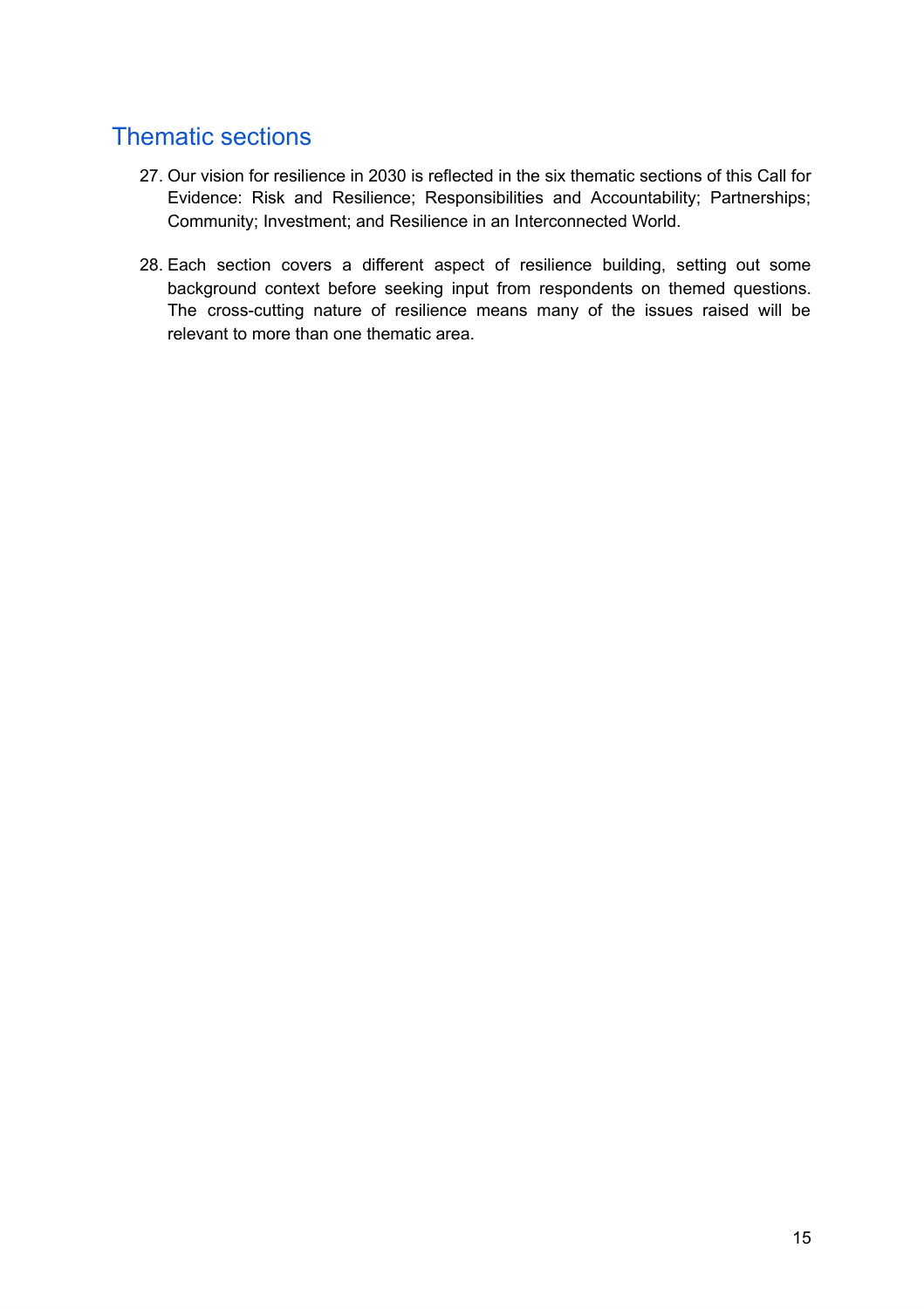## Thematic sections

27. Our vision for resilience in 2030 is reflected in the six thematic sections of this Call for Evidence: Risk and Resilience; Responsibilities and Accountability; Partnerships; Community; Investment; and Resilience in an Interconnected World.

28. Each section covers a different aspect of resilience building, setting out some background context before seeking input from respondents on themed questions. The cross-cutting nature of resilience means many of the issues raised will be relevant to more than one thematic area.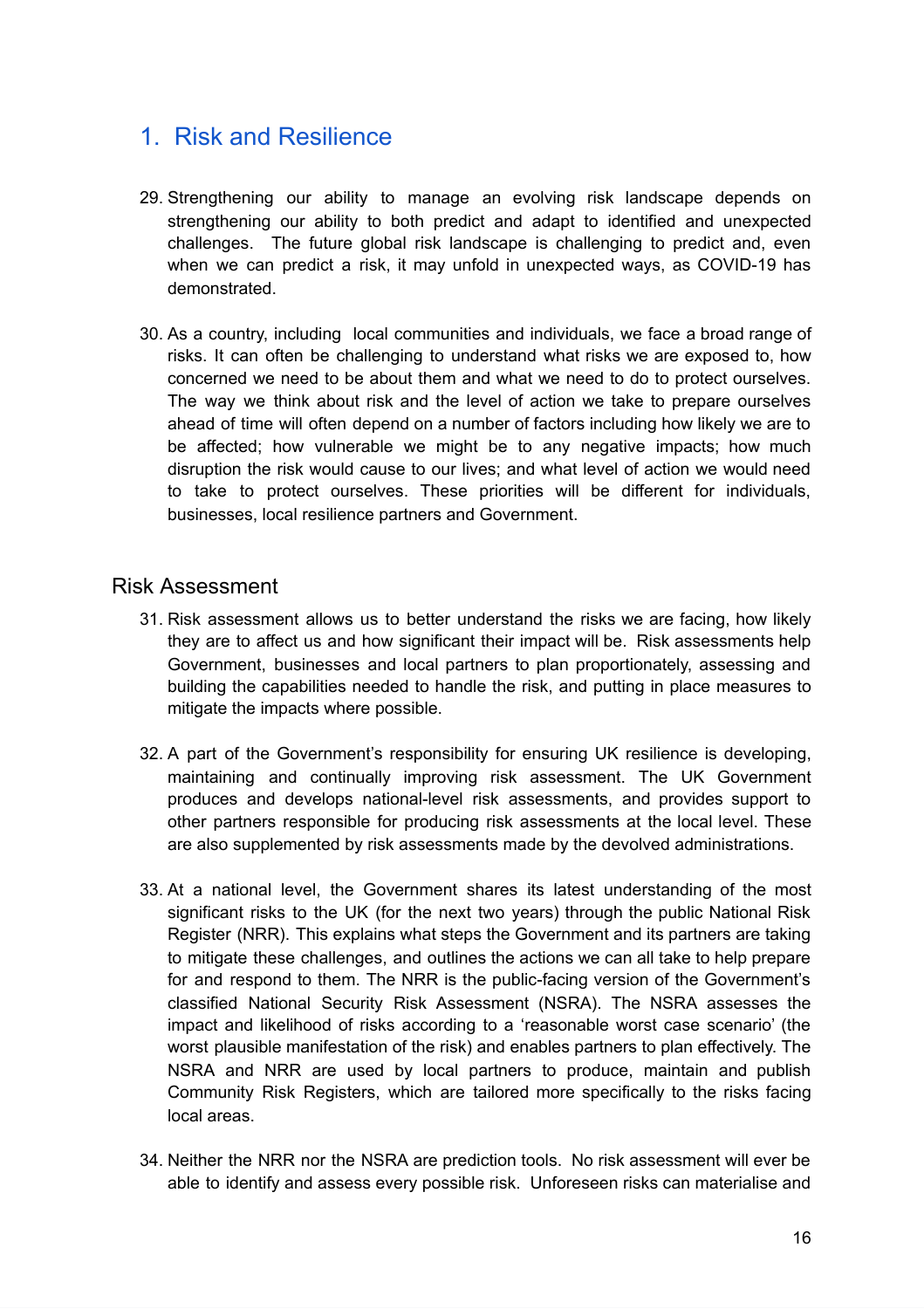# 1. Risk and Resilience

29. Strengthening our ability to manage an evolving risk landscape depends on strengthening our ability to both predict and adapt to identified and unexpected challenges. The future global risk landscape is challenging to predict and, even when we can predict a risk, it may unfold in unexpected ways, as COVID-19 has demonstrated.

30. As a country, including local communities and individuals, we face a broad range of risks. It can often be challenging to understand what risks we are exposed to, how concerned we need to be about them and what we need to do to protect ourselves. The way we think about risk and the level of action we take to prepare ourselves ahead of time will often depend on a number of factors including how likely we are to be affected; how vulnerable we might be to any negative impacts; how much disruption the risk would cause to our lives; and what level of action we would need to take to protect ourselves. These priorities will be different for individuals, businesses, local resilience partners and Government.

## Risk Assessment

31. Risk assessment allows us to better understand the risks we are facing, how likely they are to affect us and how significant their impact will be. Risk assessments help Government, businesses and local partners to plan proportionately, assessing and building the capabilities needed to handle the risk, and putting in place measures to mitigate the impacts where possible.

32. A part of the Government's responsibility for ensuring UK resilience is developing, maintaining and continually improving risk assessment. The UK Government produces and develops national-level risk assessments, and provides support to other partners responsible for producing risk assessments at the local level. These are also supplemented by risk assessments made by the devolved administrations.

33. At a national level, the Government shares its latest understanding of the most significant risks to the UK (for the next two years) through the public National Risk Register (NRR). This explains what steps the Government and its partners are taking to mitigate these challenges, and outlines the actions we can all take to help prepare for and respond to them. The NRR is the public-facing version of the Government's classified National Security Risk Assessment (NSRA). The NSRA assesses the impact and likelihood of risks according to a 'reasonable worst case scenario' (the worst plausible manifestation of the risk) and enables partners to plan effectively. The NSRA and NRR are used by local partners to produce, maintain and publish Community Risk Registers, which are tailored more specifically to the risks facing local areas.

34. Neither the NRR nor the NSRA are prediction tools. No risk assessment will ever be able to identify and assess every possible risk. Unforeseen risks can materialise and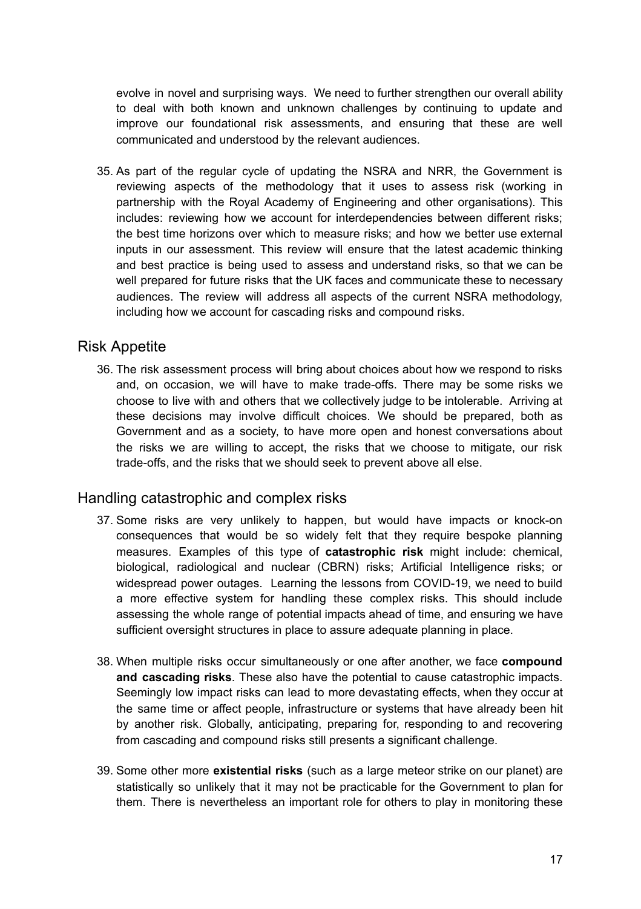evolve in novel and surprising ways. We need to further strengthen our overall ability to deal with both known and unknown challenges by continuing to update and improve our foundational risk assessments, and ensuring that these are well communicated and understood by the relevant audiences.

35. As part of the regular cycle of updating the NSRA and NRR, the Government is reviewing aspects of the methodology that it uses to assess risk (working in partnership with the Royal Academy of Engineering and other organisations). This includes: reviewing how we account for interdependencies between different risks; the best time horizons over which to measure risks; and how we better use external inputs in our assessment. This review will ensure that the latest academic thinking and best practice is being used to assess and understand risks, so that we can be well prepared for future risks that the UK faces and communicate these to necessary audiences. The review will address all aspects of the current NSRA methodology, including how we account for cascading risks and compound risks.

## Risk Appetite

36. The risk assessment process will bring about choices about how we respond to risks and, on occasion, we will have to make trade-offs. There may be some risks we choose to live with and others that we collectively judge to be intolerable. Arriving at these decisions may involve difficult choices. We should be prepared, both as Government and as a society, to have more open and honest conversations about the risks we are willing to accept, the risks that we choose to mitigate, our risk trade-offs, and the risks that we should seek to prevent above all else.

## Handling catastrophic and complex risks

37. Some risks are very unlikely to happen, but would have impacts or knock-on consequences that would be so widely felt that they require bespoke planning measures. Examples of this type of **catastrophic risk** might include: chemical, biological, radiological and nuclear (CBRN) risks; Artificial Intelligence risks; or widespread power outages. Learning the lessons from COVID-19, we need to build a more effective system for handling these complex risks. This should include assessing the whole range of potential impacts ahead of time, and ensuring we have sufficient oversight structures in place to assure adequate planning in place.

38. When multiple risks occur simultaneously or one after another, we face **compound and cascading risks**. These also have the potential to cause catastrophic impacts. Seemingly low impact risks can lead to more devastating effects, when they occur at the same time or affect people, infrastructure or systems that have already been hit by another risk. Globally, anticipating, preparing for, responding to and recovering from cascading and compound risks still presents a significant challenge.

39. Some other more **existential risks** (such as a large meteor strike on our planet) are statistically so unlikely that it may not be practicable for the Government to plan for them. There is nevertheless an important role for others to play in monitoring these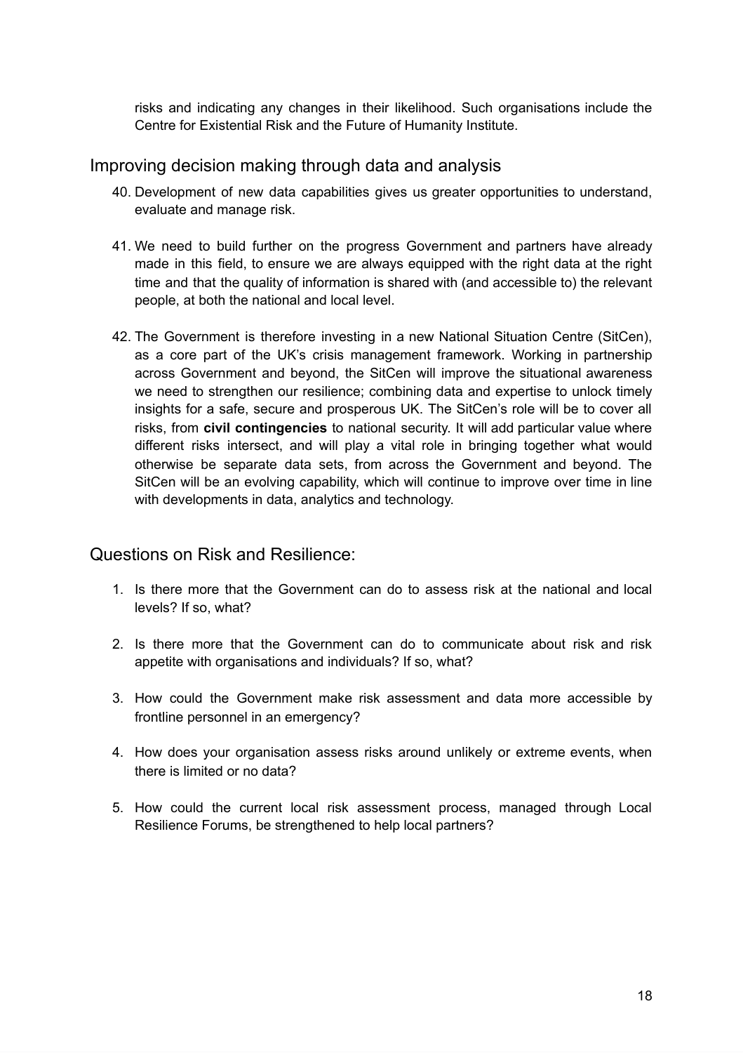risks and indicating any changes in their likelihood. Such organisations include the Centre for Existential Risk and the Future of Humanity Institute.

## Improving decision making through data and analysis

40. Development of new data capabilities gives us greater opportunities to understand, evaluate and manage risk.

41. We need to build further on the progress Government and partners have already made in this field, to ensure we are always equipped with the right data at the right time and that the quality of information is shared with (and accessible to) the relevant people, at both the national and local level.

42. The Government is therefore investing in a new National Situation Centre (SitCen), as a core part of the UK's crisis management framework. Working in partnership across Government and beyond, the SitCen will improve the situational awareness we need to strengthen our resilience; combining data and expertise to unlock timely insights for a safe, secure and prosperous UK. The SitCen's role will be to cover all risks, from **civil contingencies** to national security. It will add particular value where different risks intersect, and will play a vital role in bringing together what would otherwise be separate data sets, from across the Government and beyond. The SitCen will be an evolving capability, which will continue to improve over time in line with developments in data, analytics and technology.

## Questions on Risk and Resilience:

1. Is there more that the Government can do to assess risk at the national and local levels? If so, what?

2. Is there more that the Government can do to communicate about risk and risk appetite with organisations and individuals? If so, what?

3. How could the Government make risk assessment and data more accessible by frontline personnel in an emergency?

4. How does your organisation assess risks around unlikely or extreme events, when there is limited or no data?

5. How could the current local risk assessment process, managed through Local Resilience Forums, be strengthened to help local partners?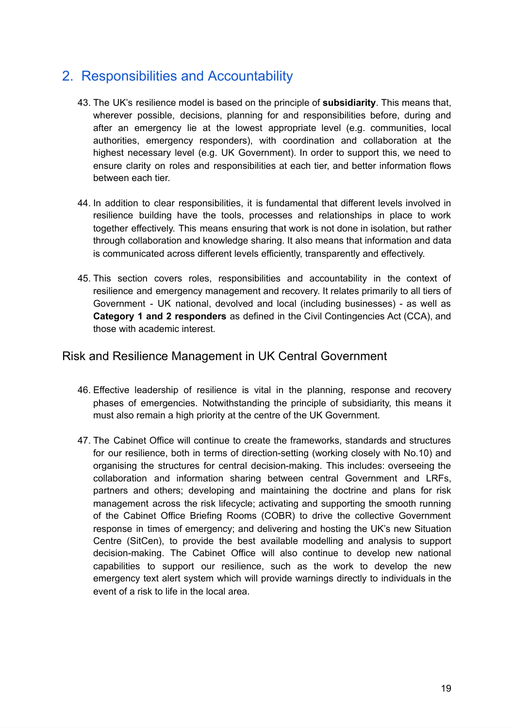## 2. Responsibilities and Accountability

43. The UK's resilience model is based on the principle of **subsidiarity**. This means that, wherever possible, decisions, planning for and responsibilities before, during and after an emergency lie at the lowest appropriate level (e.g. communities, local authorities, emergency responders), with coordination and collaboration at the highest necessary level (e.g. UK Government). In order to support this, we need to ensure clarity on roles and responsibilities at each tier, and better information flows between each tier.

44. In addition to clear responsibilities, it is fundamental that different levels involved in resilience building have the tools, processes and relationships in place to work together effectively. This means ensuring that work is not done in isolation, but rather through collaboration and knowledge sharing. It also means that information and data is communicated across different levels efficiently, transparently and effectively.

45. This section covers roles, responsibilities and accountability in the context of resilience and emergency management and recovery. It relates primarily to all tiers of Government - UK national, devolved and local (including businesses) - as well as **Category 1 and 2 responders** as defined in the Civil Contingencies Act (CCA), and those with academic interest.

### Risk and Resilience Management in UK Central Government

46. Effective leadership of resilience is vital in the planning, response and recovery phases of emergencies. Notwithstanding the principle of subsidiarity, this means it must also remain a high priority at the centre of the UK Government.

47. The Cabinet Office will continue to create the frameworks, standards and structures for our resilience, both in terms of direction-setting (working closely with No.10) and organising the structures for central decision-making. This includes: overseeing the collaboration and information sharing between central Government and LRFs, partners and others; developing and maintaining the doctrine and plans for risk management across the risk lifecycle; activating and supporting the smooth running of the Cabinet Office Briefing Rooms (COBR) to drive the collective Government response in times of emergency; and delivering and hosting the UK's new Situation Centre (SitCen), to provide the best available modelling and analysis to support decision-making. The Cabinet Office will also continue to develop new national capabilities to support our resilience, such as the work to develop the new emergency text alert system which will provide warnings directly to individuals in the event of a risk to life in the local area.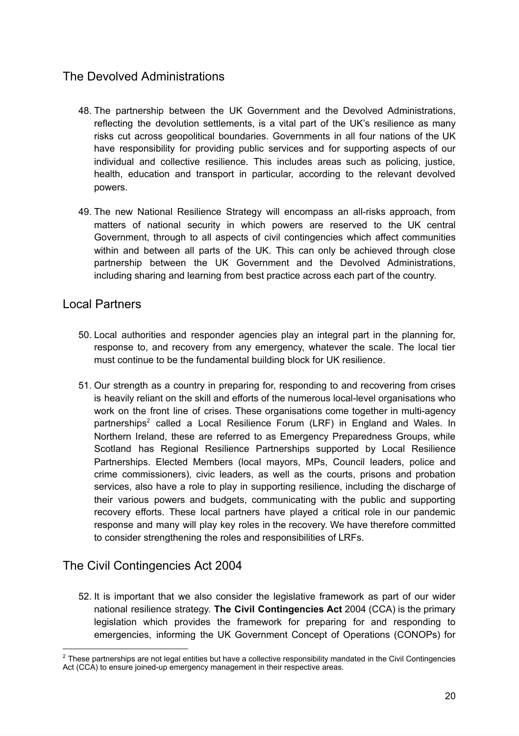## The Devolved Administrations

48. The partnership between the UK Government and the Devolved Administrations, reflecting the devolution settlements, is a vital part of the UK's resilience as many risks cut across geopolitical boundaries. Governments in all four nations of the UK have responsibility for providing public services and for supporting aspects of our individual and collective resilience. This includes areas such as policing, justice, health, education and transport in particular, according to the relevant devolved powers.

49. The new National Resilience Strategy will encompass an all-risks approach, from matters of national security in which powers are reserved to the UK central Government, through to all aspects of civil contingencies which affect communities within and between all parts of the UK. This can only be achieved through close partnership between the UK Government and the Devolved Administrations, including sharing and learning from best practice across each part of the country.

## Local Partners

50. Local authorities and responder agencies play an integral part in the planning for, response to, and recovery from any emergency, whatever the scale. The local tier must continue to be the fundamental building block for UK resilience.

51. Our strength as a country in preparing for, responding to and recovering from crises is heavily reliant on the skill and efforts of the numerous local-level organisations who work on the front line of crises. These organisations come together in multi-agency partnerships[2] called a Local Resilience Forum (LRF) in England and Wales. In Northern Ireland, these are referred to as Emergency Preparedness Groups, while Scotland has Regional Resilience Partnerships supported by Local Resilience Partnerships. Elected Members (local mayors, MPs, Council leaders, police and crime commissioners), civic leaders, as well as the courts, prisons and probation services, also have a role to play in supporting resilience, including the discharge of their various powers and budgets, communicating with the public and supporting recovery efforts. These local partners have played a critical role in our pandemic response and many will play key roles in the recovery. We have therefore committed to consider strengthening the roles and responsibilities of LRFs.

## The Civil Contingencies Act 2004

52. It is important that we also consider the legislative framework as part of our wider national resilience strategy. **The Civil Contingencies Act** 2004 (CCA) is the primary legislation which provides the framework for preparing for and responding to emergencies, informing the UK Government Concept of Operations (CONOPs) for

---

[2] These partnerships are not legal entities but have a collective responsibility mandated in the Civil Contingencies Act (CCA) to ensure joined-up emergency management in their respective areas.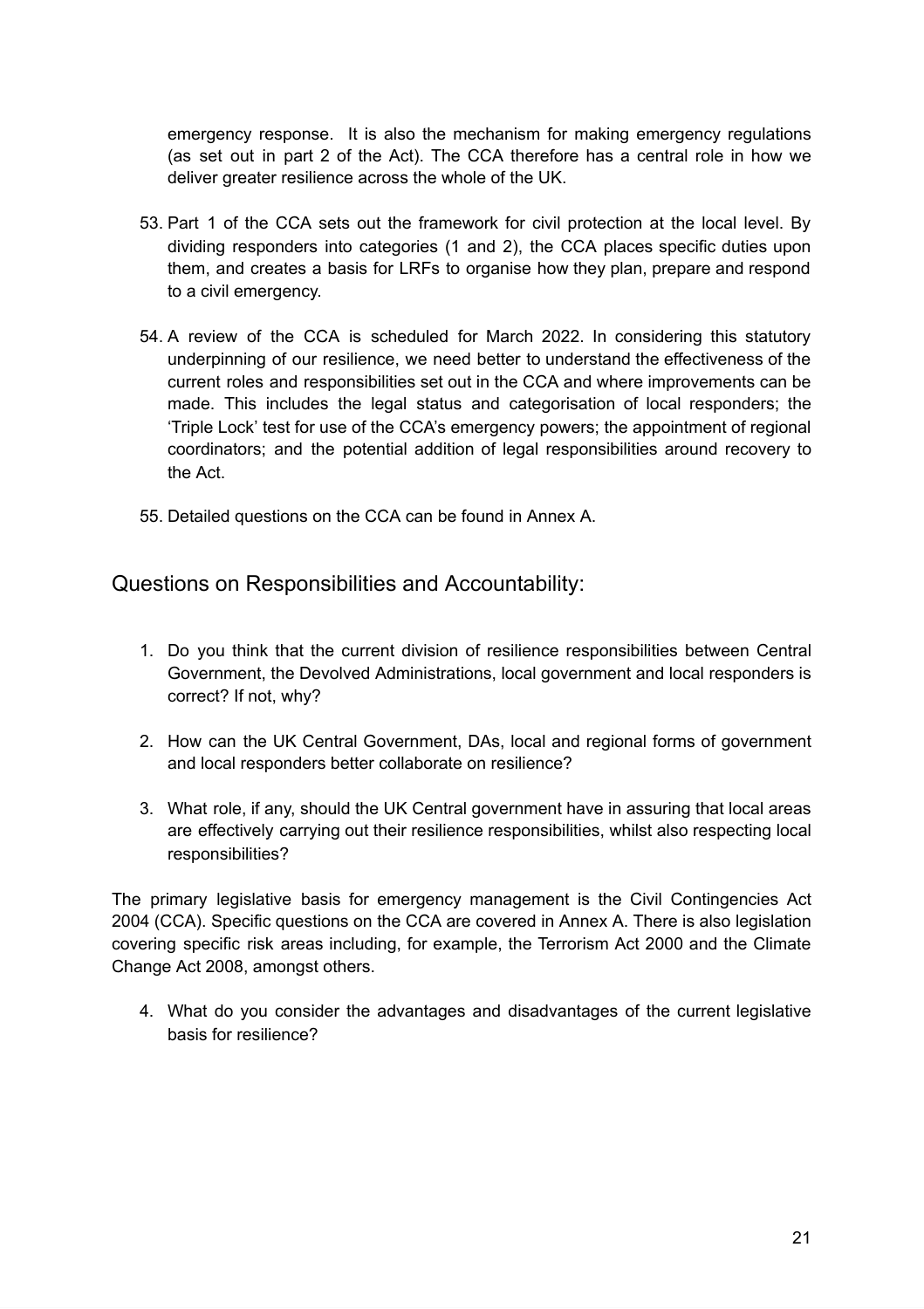emergency response. It is also the mechanism for making emergency regulations (as set out in part 2 of the Act). The CCA therefore has a central role in how we deliver greater resilience across the whole of the UK.

53. Part 1 of the CCA sets out the framework for civil protection at the local level. By dividing responders into categories (1 and 2), the CCA places specific duties upon them, and creates a basis for LRFs to organise how they plan, prepare and respond to a civil emergency.

54. A review of the CCA is scheduled for March 2022. In considering this statutory underpinning of our resilience, we need better to understand the effectiveness of the current roles and responsibilities set out in the CCA and where improvements can be made. This includes the legal status and categorisation of local responders; the 'Triple Lock' test for use of the CCA's emergency powers; the appointment of regional coordinators; and the potential addition of legal responsibilities around recovery to the Act.

55. Detailed questions on the CCA can be found in Annex A.

## Questions on Responsibilities and Accountability:

1. Do you think that the current division of resilience responsibilities between Central Government, the Devolved Administrations, local government and local responders is correct? If not, why?

2. How can the UK Central Government, DAs, local and regional forms of government and local responders better collaborate on resilience?

3. What role, if any, should the UK Central government have in assuring that local areas are effectively carrying out their resilience responsibilities, whilst also respecting local responsibilities?

The primary legislative basis for emergency management is the Civil Contingencies Act 2004 (CCA). Specific questions on the CCA are covered in Annex A. There is also legislation covering specific risk areas including, for example, the Terrorism Act 2000 and the Climate Change Act 2008, amongst others.

4. What do you consider the advantages and disadvantages of the current legislative basis for resilience?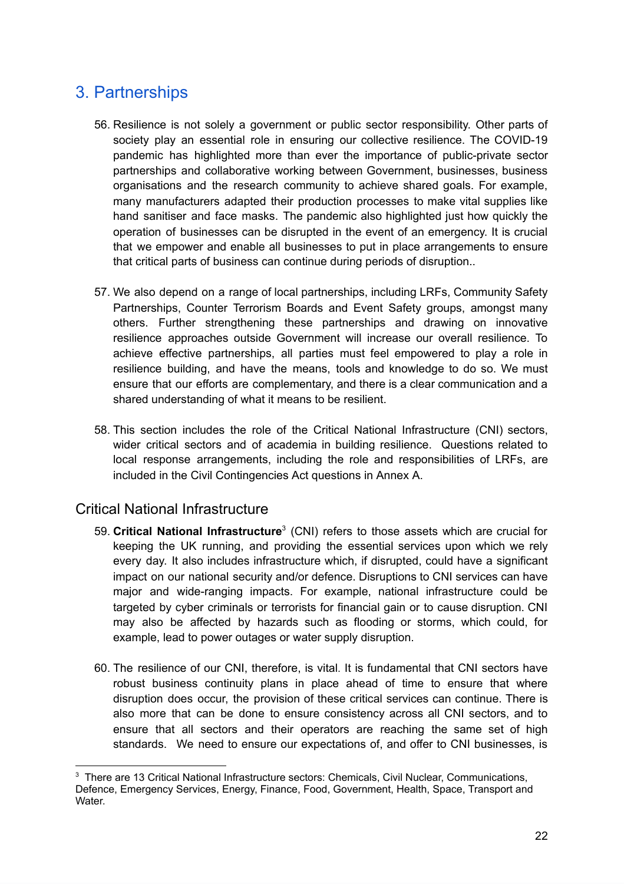## 3. Partnerships

56. Resilience is not solely a government or public sector responsibility. Other parts of society play an essential role in ensuring our collective resilience. The COVID-19 pandemic has highlighted more than ever the importance of public-private sector partnerships and collaborative working between Government, businesses, business organisations and the research community to achieve shared goals. For example, many manufacturers adapted their production processes to make vital supplies like hand sanitiser and face masks. The pandemic also highlighted just how quickly the operation of businesses can be disrupted in the event of an emergency. It is crucial that we empower and enable all businesses to put in place arrangements to ensure that critical parts of business can continue during periods of disruption..

57. We also depend on a range of local partnerships, including LRFs, Community Safety Partnerships, Counter Terrorism Boards and Event Safety groups, amongst many others. Further strengthening these partnerships and drawing on innovative resilience approaches outside Government will increase our overall resilience. To achieve effective partnerships, all parties must feel empowered to play a role in resilience building, and have the means, tools and knowledge to do so. We must ensure that our efforts are complementary, and there is a clear communication and a shared understanding of what it means to be resilient.

58. This section includes the role of the Critical National Infrastructure (CNI) sectors, wider critical sectors and of academia in building resilience. Questions related to local response arrangements, including the role and responsibilities of LRFs, are included in the Civil Contingencies Act questions in Annex A.

### Critical National Infrastructure

59. **Critical National Infrastructure**[3] (CNI) refers to those assets which are crucial for keeping the UK running, and providing the essential services upon which we rely every day. It also includes infrastructure which, if disrupted, could have a significant impact on our national security and/or defence. Disruptions to CNI services can have major and wide-ranging impacts. For example, national infrastructure could be targeted by cyber criminals or terrorists for financial gain or to cause disruption. CNI may also be affected by hazards such as flooding or storms, which could, for example, lead to power outages or water supply disruption.

60. The resilience of our CNI, therefore, is vital. It is fundamental that CNI sectors have robust business continuity plans in place ahead of time to ensure that where disruption does occur, the provision of these critical services can continue. There is also more that can be done to ensure consistency across all CNI sectors, and to ensure that all sectors and their operators are reaching the same set of high standards. We need to ensure our expectations of, and offer to CNI businesses, is

[3] There are 13 Critical National Infrastructure sectors: Chemicals, Civil Nuclear, Communications, Defence, Emergency Services, Energy, Finance, Food, Government, Health, Space, Transport and Water.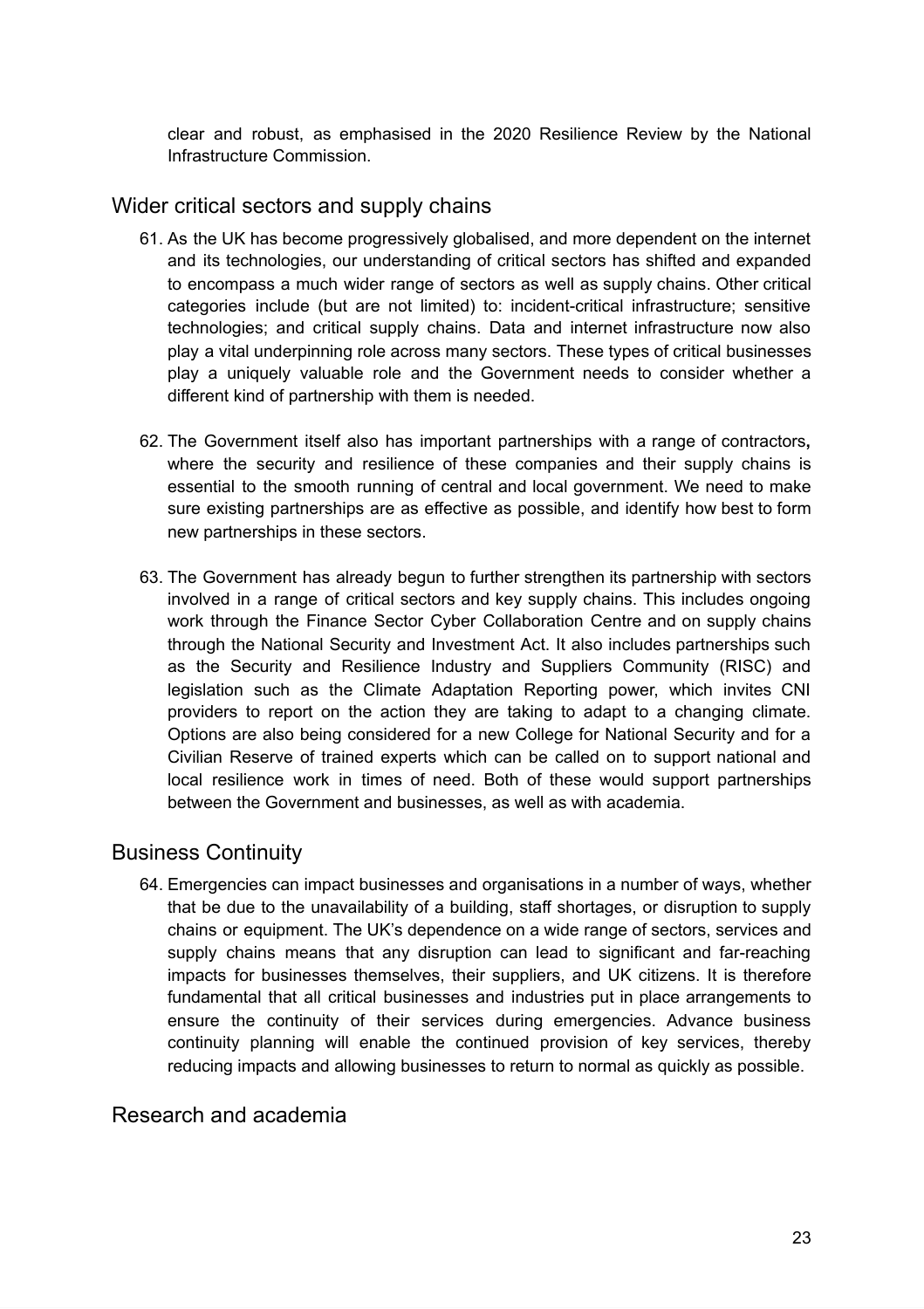clear and robust, as emphasised in the 2020 Resilience Review by the National Infrastructure Commission.

## Wider critical sectors and supply chains

61. As the UK has become progressively globalised, and more dependent on the internet and its technologies, our understanding of critical sectors has shifted and expanded to encompass a much wider range of sectors as well as supply chains. Other critical categories include (but are not limited) to: incident-critical infrastructure; sensitive technologies; and critical supply chains. Data and internet infrastructure now also play a vital underpinning role across many sectors. These types of critical businesses play a uniquely valuable role and the Government needs to consider whether a different kind of partnership with them is needed.

62. The Government itself also has important partnerships with a range of contractors**,** where the security and resilience of these companies and their supply chains is essential to the smooth running of central and local government. We need to make sure existing partnerships are as effective as possible, and identify how best to form new partnerships in these sectors.

63. The Government has already begun to further strengthen its partnership with sectors involved in a range of critical sectors and key supply chains. This includes ongoing work through the Finance Sector Cyber Collaboration Centre and on supply chains through the National Security and Investment Act. It also includes partnerships such as the Security and Resilience Industry and Suppliers Community (RISC) and legislation such as the Climate Adaptation Reporting power, which invites CNI providers to report on the action they are taking to adapt to a changing climate. Options are also being considered for a new College for National Security and for a Civilian Reserve of trained experts which can be called on to support national and local resilience work in times of need. Both of these would support partnerships between the Government and businesses, as well as with academia.

## Business Continuity

64. Emergencies can impact businesses and organisations in a number of ways, whether that be due to the unavailability of a building, staff shortages, or disruption to supply chains or equipment. The UK's dependence on a wide range of sectors, services and supply chains means that any disruption can lead to significant and far-reaching impacts for businesses themselves, their suppliers, and UK citizens. It is therefore fundamental that all critical businesses and industries put in place arrangements to ensure the continuity of their services during emergencies. Advance business continuity planning will enable the continued provision of key services, thereby reducing impacts and allowing businesses to return to normal as quickly as possible.

## Research and academia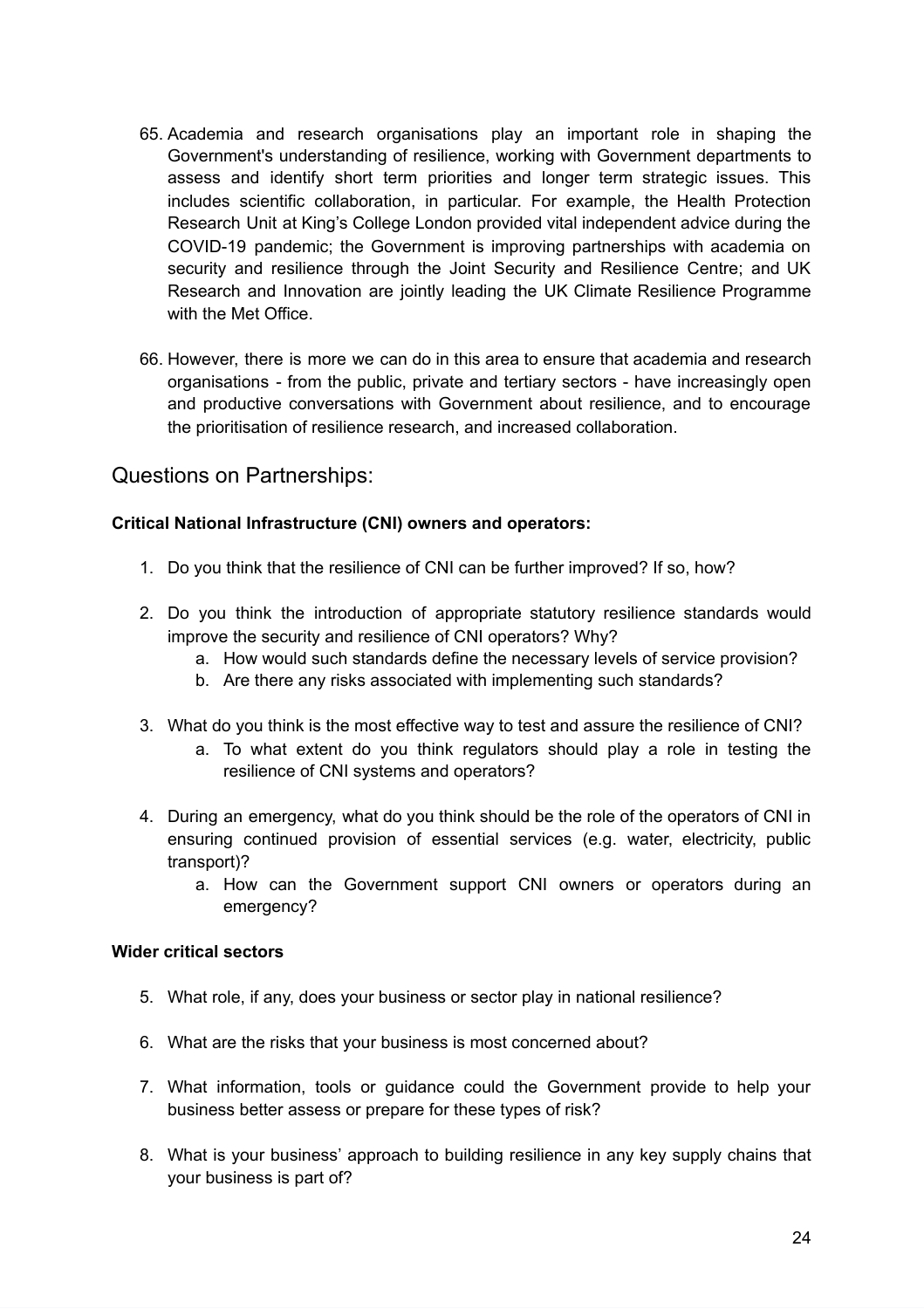65. Academia and research organisations play an important role in shaping the Government's understanding of resilience, working with Government departments to assess and identify short term priorities and longer term strategic issues. This includes scientific collaboration, in particular. For example, the Health Protection Research Unit at King's College London provided vital independent advice during the COVID-19 pandemic; the Government is improving partnerships with academia on security and resilience through the Joint Security and Resilience Centre; and UK Research and Innovation are jointly leading the UK Climate Resilience Programme with the Met Office.

66. However, there is more we can do in this area to ensure that academia and research organisations - from the public, private and tertiary sectors - have increasingly open and productive conversations with Government about resilience, and to encourage the prioritisation of resilience research, and increased collaboration.

## Questions on Partnerships:

**Critical National Infrastructure (CNI) owners and operators:**

1. Do you think that the resilience of CNI can be further improved? If so, how?

2. Do you think the introduction of appropriate statutory resilience standards would improve the security and resilience of CNI operators? Why?
   a. How would such standards define the necessary levels of service provision?
   b. Are there any risks associated with implementing such standards?

3. What do you think is the most effective way to test and assure the resilience of CNI?
   a. To what extent do you think regulators should play a role in testing the resilience of CNI systems and operators?

4. During an emergency, what do you think should be the role of the operators of CNI in ensuring continued provision of essential services (e.g. water, electricity, public transport)?
   a. How can the Government support CNI owners or operators during an emergency?

**Wider critical sectors**

5. What role, if any, does your business or sector play in national resilience?

6. What are the risks that your business is most concerned about?

7. What information, tools or guidance could the Government provide to help your business better assess or prepare for these types of risk?

8. What is your business' approach to building resilience in any key supply chains that your business is part of?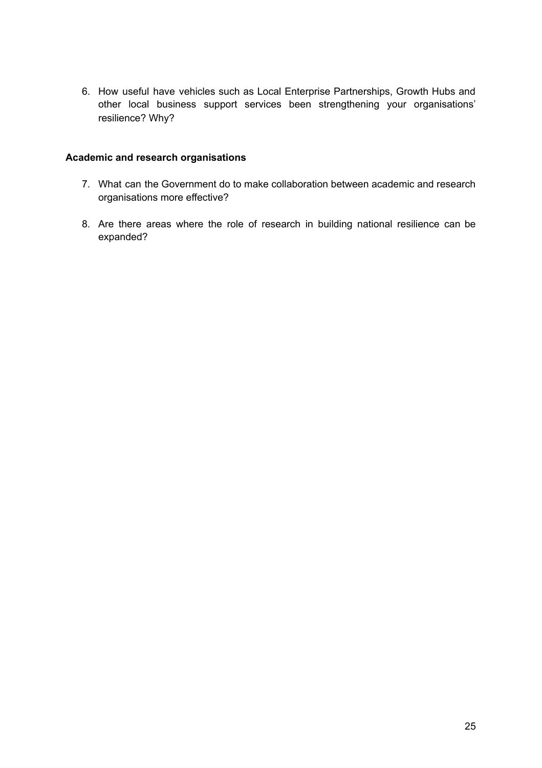6. How useful have vehicles such as Local Enterprise Partnerships, Growth Hubs and other local business support services been strengthening your organisations' resilience? Why?

**Academic and research organisations**

7. What can the Government do to make collaboration between academic and research organisations more effective?

8. Are there areas where the role of research in building national resilience can be expanded?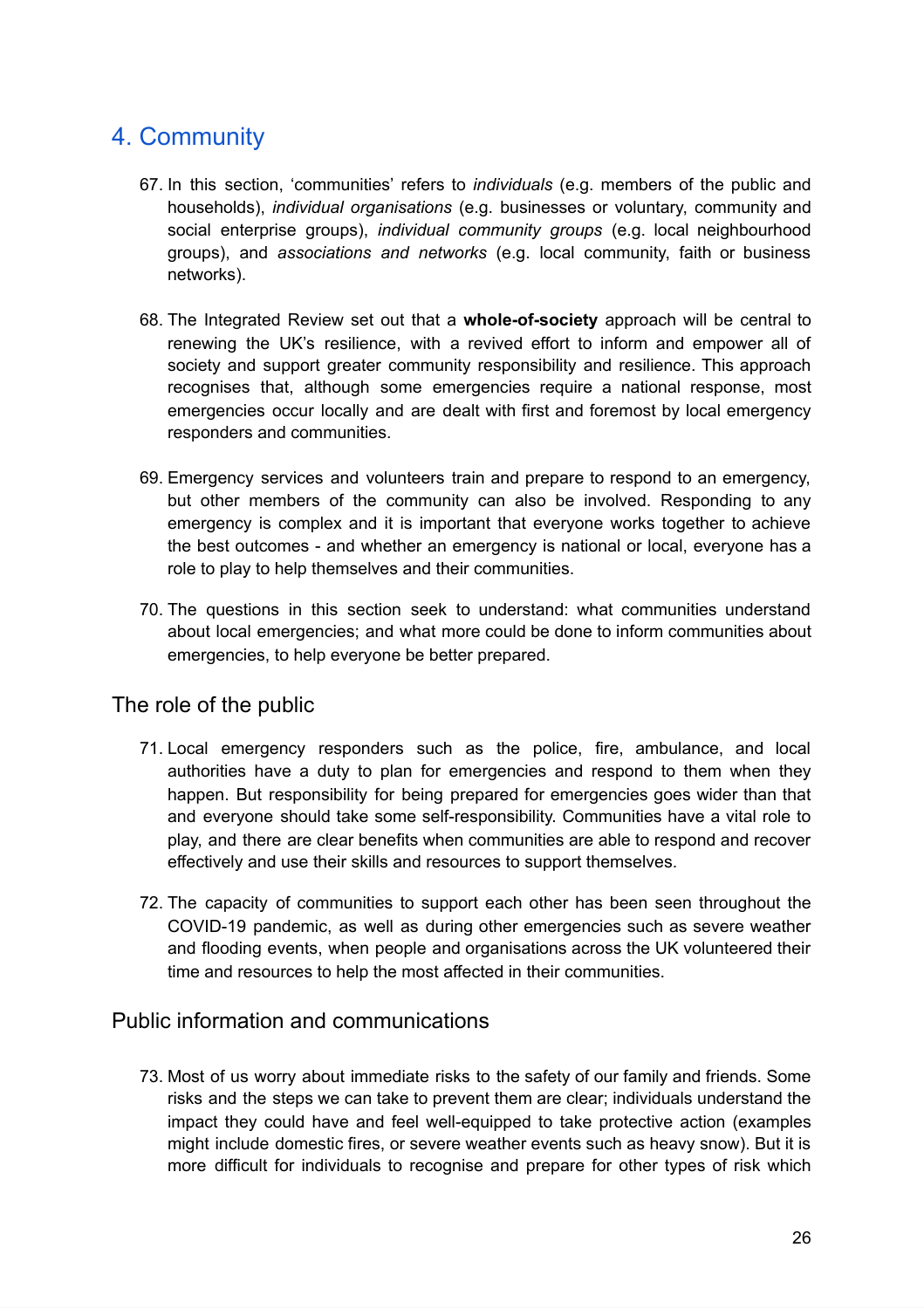## 4. Community

67. In this section, 'communities' refers to *individuals* (e.g. members of the public and households), *individual organisations* (e.g. businesses or voluntary, community and social enterprise groups), *individual community groups* (e.g. local neighbourhood groups), and *associations and networks* (e.g. local community, faith or business networks).

68. The Integrated Review set out that a **whole-of-society** approach will be central to renewing the UK's resilience, with a revived effort to inform and empower all of society and support greater community responsibility and resilience. This approach recognises that, although some emergencies require a national response, most emergencies occur locally and are dealt with first and foremost by local emergency responders and communities.

69. Emergency services and volunteers train and prepare to respond to an emergency, but other members of the community can also be involved. Responding to any emergency is complex and it is important that everyone works together to achieve the best outcomes - and whether an emergency is national or local, everyone has a role to play to help themselves and their communities.

70. The questions in this section seek to understand: what communities understand about local emergencies; and what more could be done to inform communities about emergencies, to help everyone be better prepared.

### The role of the public

71. Local emergency responders such as the police, fire, ambulance, and local authorities have a duty to plan for emergencies and respond to them when they happen. But responsibility for being prepared for emergencies goes wider than that and everyone should take some self-responsibility. Communities have a vital role to play, and there are clear benefits when communities are able to respond and recover effectively and use their skills and resources to support themselves.

72. The capacity of communities to support each other has been seen throughout the COVID-19 pandemic, as well as during other emergencies such as severe weather and flooding events, when people and organisations across the UK volunteered their time and resources to help the most affected in their communities.

### Public information and communications

73. Most of us worry about immediate risks to the safety of our family and friends. Some risks and the steps we can take to prevent them are clear; individuals understand the impact they could have and feel well-equipped to take protective action (examples might include domestic fires, or severe weather events such as heavy snow). But it is more difficult for individuals to recognise and prepare for other types of risk which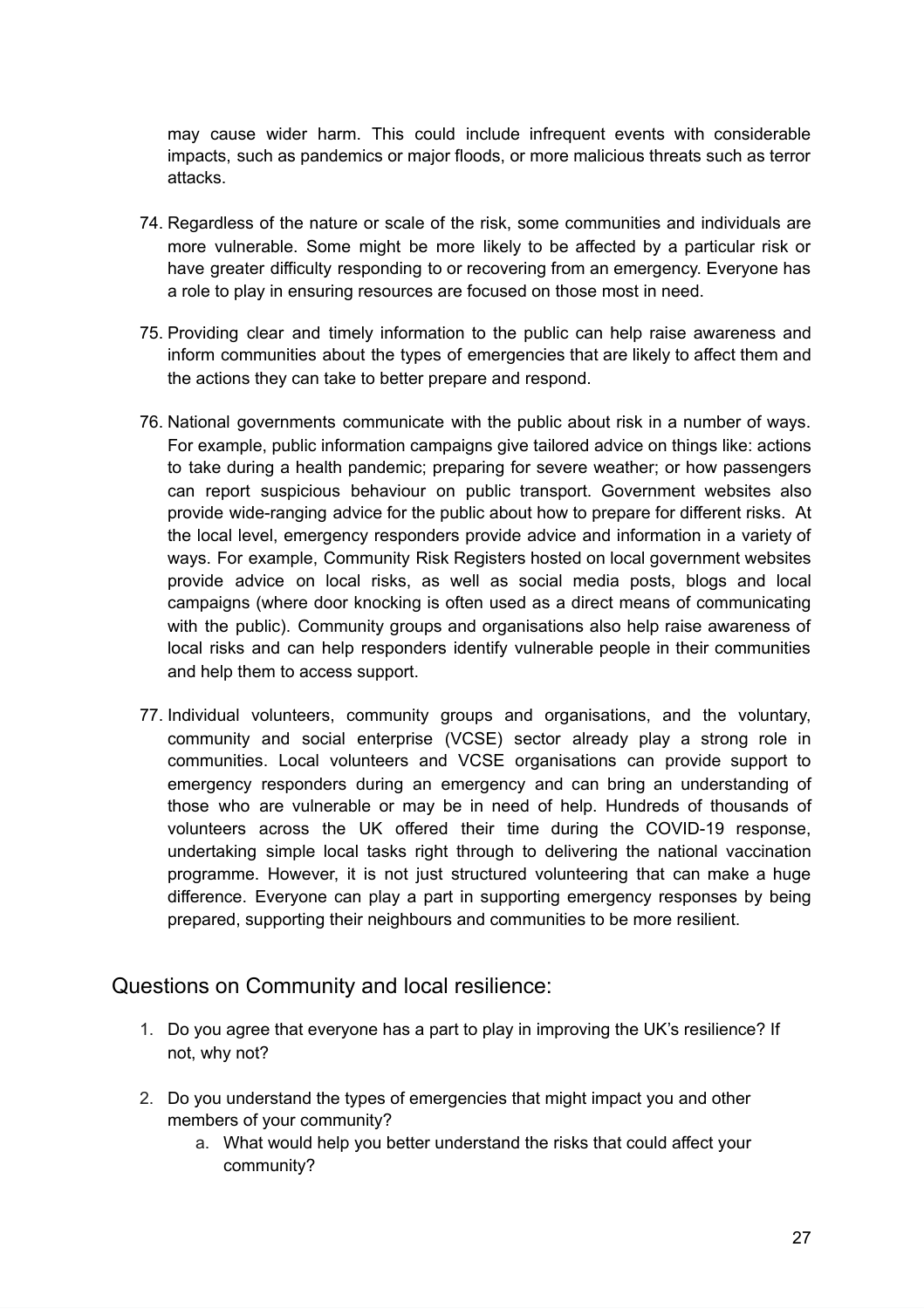may cause wider harm. This could include infrequent events with considerable impacts, such as pandemics or major floods, or more malicious threats such as terror attacks.

74. Regardless of the nature or scale of the risk, some communities and individuals are more vulnerable. Some might be more likely to be affected by a particular risk or have greater difficulty responding to or recovering from an emergency. Everyone has a role to play in ensuring resources are focused on those most in need.

75. Providing clear and timely information to the public can help raise awareness and inform communities about the types of emergencies that are likely to affect them and the actions they can take to better prepare and respond.

76. National governments communicate with the public about risk in a number of ways. For example, public information campaigns give tailored advice on things like: actions to take during a health pandemic; preparing for severe weather; or how passengers can report suspicious behaviour on public transport. Government websites also provide wide-ranging advice for the public about how to prepare for different risks. At the local level, emergency responders provide advice and information in a variety of ways. For example, Community Risk Registers hosted on local government websites provide advice on local risks, as well as social media posts, blogs and local campaigns (where door knocking is often used as a direct means of communicating with the public). Community groups and organisations also help raise awareness of local risks and can help responders identify vulnerable people in their communities and help them to access support.

77. Individual volunteers, community groups and organisations, and the voluntary, community and social enterprise (VCSE) sector already play a strong role in communities. Local volunteers and VCSE organisations can provide support to emergency responders during an emergency and can bring an understanding of those who are vulnerable or may be in need of help. Hundreds of thousands of volunteers across the UK offered their time during the COVID-19 response, undertaking simple local tasks right through to delivering the national vaccination programme. However, it is not just structured volunteering that can make a huge difference. Everyone can play a part in supporting emergency responses by being prepared, supporting their neighbours and communities to be more resilient.

## Questions on Community and local resilience:

1. Do you agree that everyone has a part to play in improving the UK's resilience? If not, why not?

2. Do you understand the types of emergencies that might impact you and other members of your community?
    a. What would help you better understand the risks that could affect your community?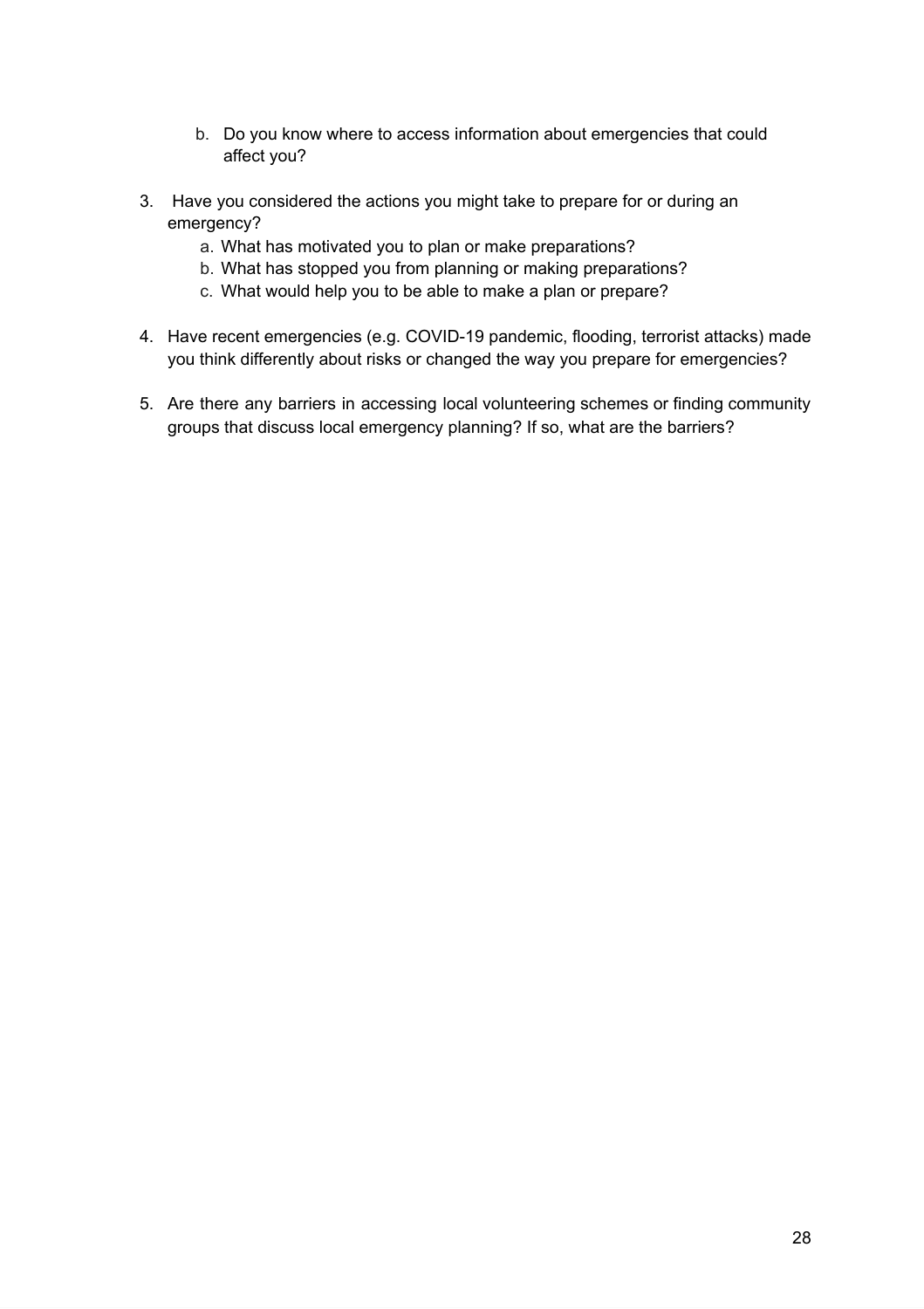b. Do you know where to access information about emergencies that could affect you?

3. Have you considered the actions you might take to prepare for or during an emergency?
   a. What has motivated you to plan or make preparations?
   b. What has stopped you from planning or making preparations?
   c. What would help you to be able to make a plan or prepare?

4. Have recent emergencies (e.g. COVID-19 pandemic, flooding, terrorist attacks) made you think differently about risks or changed the way you prepare for emergencies?

5. Are there any barriers in accessing local volunteering schemes or finding community groups that discuss local emergency planning? If so, what are the barriers?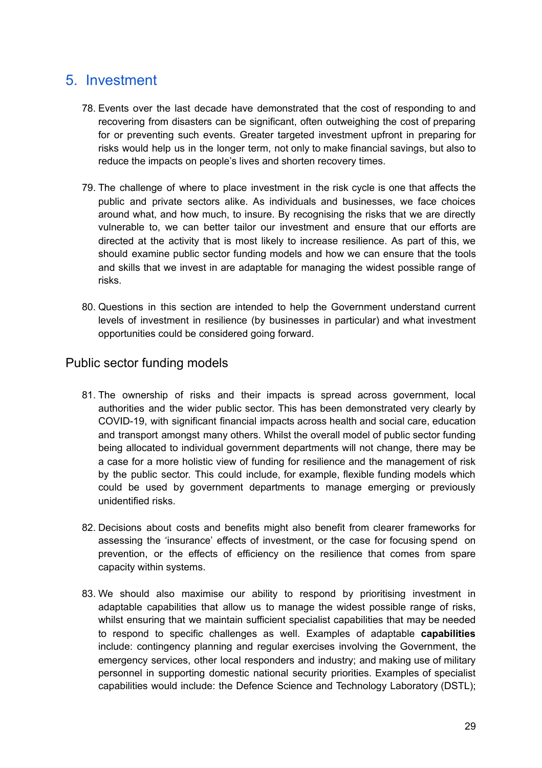## 5. Investment

78. Events over the last decade have demonstrated that the cost of responding to and recovering from disasters can be significant, often outweighing the cost of preparing for or preventing such events. Greater targeted investment upfront in preparing for risks would help us in the longer term, not only to make financial savings, but also to reduce the impacts on people's lives and shorten recovery times.

79. The challenge of where to place investment in the risk cycle is one that affects the public and private sectors alike. As individuals and businesses, we face choices around what, and how much, to insure. By recognising the risks that we are directly vulnerable to, we can better tailor our investment and ensure that our efforts are directed at the activity that is most likely to increase resilience. As part of this, we should examine public sector funding models and how we can ensure that the tools and skills that we invest in are adaptable for managing the widest possible range of risks.

80. Questions in this section are intended to help the Government understand current levels of investment in resilience (by businesses in particular) and what investment opportunities could be considered going forward.

### Public sector funding models

81. The ownership of risks and their impacts is spread across government, local authorities and the wider public sector. This has been demonstrated very clearly by COVID-19, with significant financial impacts across health and social care, education and transport amongst many others. Whilst the overall model of public sector funding being allocated to individual government departments will not change, there may be a case for a more holistic view of funding for resilience and the management of risk by the public sector. This could include, for example, flexible funding models which could be used by government departments to manage emerging or previously unidentified risks.

82. Decisions about costs and benefits might also benefit from clearer frameworks for assessing the 'insurance' effects of investment, or the case for focusing spend on prevention, or the effects of efficiency on the resilience that comes from spare capacity within systems.

83. We should also maximise our ability to respond by prioritising investment in adaptable capabilities that allow us to manage the widest possible range of risks, whilst ensuring that we maintain sufficient specialist capabilities that may be needed to respond to specific challenges as well. Examples of adaptable **capabilities** include: contingency planning and regular exercises involving the Government, the emergency services, other local responders and industry; and making use of military personnel in supporting domestic national security priorities. Examples of specialist capabilities would include: the Defence Science and Technology Laboratory (DSTL);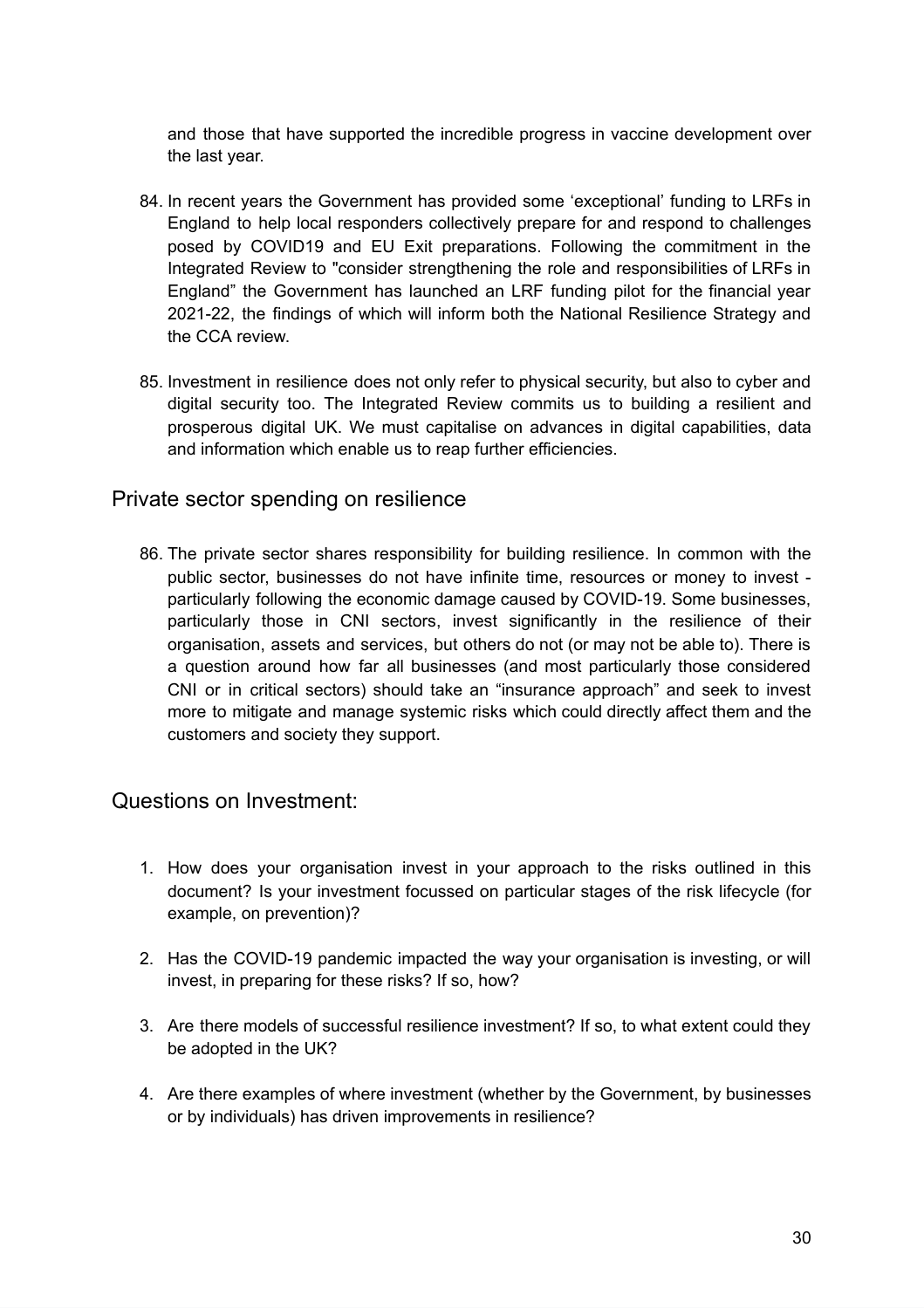and those that have supported the incredible progress in vaccine development over the last year.

84. In recent years the Government has provided some 'exceptional' funding to LRFs in England to help local responders collectively prepare for and respond to challenges posed by COVID19 and EU Exit preparations. Following the commitment in the Integrated Review to "consider strengthening the role and responsibilities of LRFs in England" the Government has launched an LRF funding pilot for the financial year 2021-22, the findings of which will inform both the National Resilience Strategy and the CCA review.

85. Investment in resilience does not only refer to physical security, but also to cyber and digital security too. The Integrated Review commits us to building a resilient and prosperous digital UK. We must capitalise on advances in digital capabilities, data and information which enable us to reap further efficiencies.

## Private sector spending on resilience

86. The private sector shares responsibility for building resilience. In common with the public sector, businesses do not have infinite time, resources or money to invest - particularly following the economic damage caused by COVID-19. Some businesses, particularly those in CNI sectors, invest significantly in the resilience of their organisation, assets and services, but others do not (or may not be able to). There is a question around how far all businesses (and most particularly those considered CNI or in critical sectors) should take an "insurance approach" and seek to invest more to mitigate and manage systemic risks which could directly affect them and the customers and society they support.

## Questions on Investment:

1. How does your organisation invest in your approach to the risks outlined in this document? Is your investment focussed on particular stages of the risk lifecycle (for example, on prevention)?

2. Has the COVID-19 pandemic impacted the way your organisation is investing, or will invest, in preparing for these risks? If so, how?

3. Are there models of successful resilience investment? If so, to what extent could they be adopted in the UK?

4. Are there examples of where investment (whether by the Government, by businesses or by individuals) has driven improvements in resilience?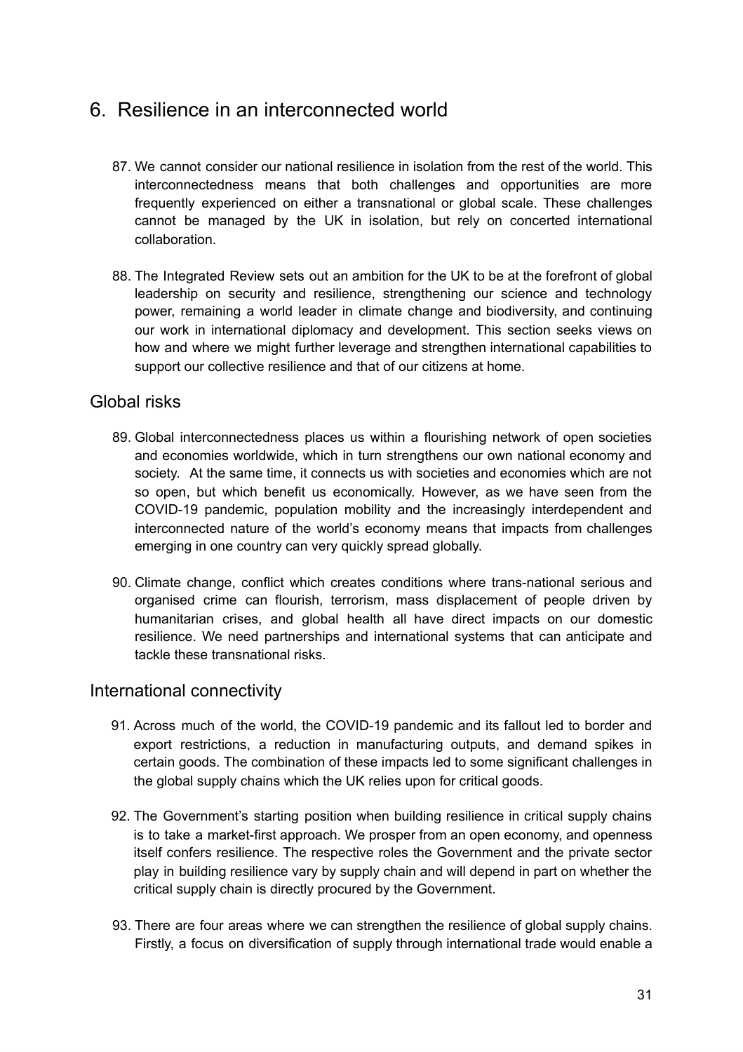# 6. Resilience in an interconnected world

87. We cannot consider our national resilience in isolation from the rest of the world. This interconnectedness means that both challenges and opportunities are more frequently experienced on either a transnational or global scale. These challenges cannot be managed by the UK in isolation, but rely on concerted international collaboration.

88. The Integrated Review sets out an ambition for the UK to be at the forefront of global leadership on security and resilience, strengthening our science and technology power, remaining a world leader in climate change and biodiversity, and continuing our work in international diplomacy and development. This section seeks views on how and where we might further leverage and strengthen international capabilities to support our collective resilience and that of our citizens at home.

## Global risks

89. Global interconnectedness places us within a flourishing network of open societies and economies worldwide, which in turn strengthens our own national economy and society. At the same time, it connects us with societies and economies which are not so open, but which benefit us economically. However, as we have seen from the COVID-19 pandemic, population mobility and the increasingly interdependent and interconnected nature of the world's economy means that impacts from challenges emerging in one country can very quickly spread globally.

90. Climate change, conflict which creates conditions where trans-national serious and organised crime can flourish, terrorism, mass displacement of people driven by humanitarian crises, and global health all have direct impacts on our domestic resilience. We need partnerships and international systems that can anticipate and tackle these transnational risks.

## International connectivity

91. Across much of the world, the COVID-19 pandemic and its fallout led to border and export restrictions, a reduction in manufacturing outputs, and demand spikes in certain goods. The combination of these impacts led to some significant challenges in the global supply chains which the UK relies upon for critical goods.

92. The Government's starting position when building resilience in critical supply chains is to take a market-first approach. We prosper from an open economy, and openness itself confers resilience. The respective roles the Government and the private sector play in building resilience vary by supply chain and will depend in part on whether the critical supply chain is directly procured by the Government.

93. There are four areas where we can strengthen the resilience of global supply chains. Firstly, a focus on diversification of supply through international trade would enable a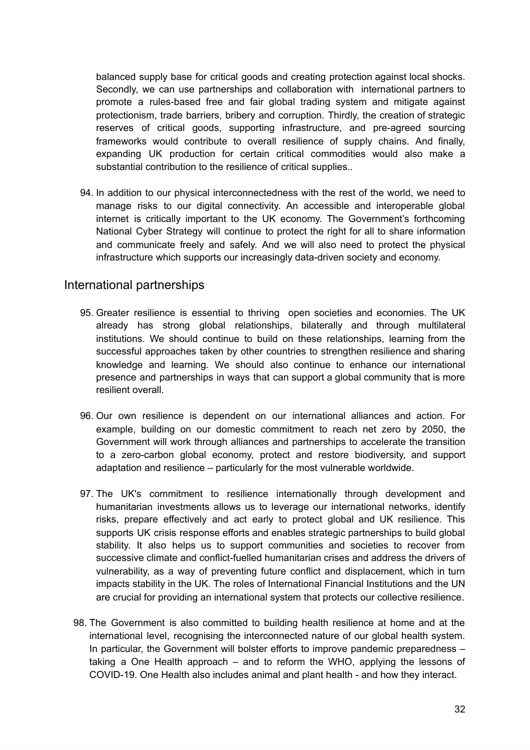balanced supply base for critical goods and creating protection against local shocks. Secondly, we can use partnerships and collaboration with international partners to promote a rules-based free and fair global trading system and mitigate against protectionism, trade barriers, bribery and corruption. Thirdly, the creation of strategic reserves of critical goods, supporting infrastructure, and pre-agreed sourcing frameworks would contribute to overall resilience of supply chains. And finally, expanding UK production for certain critical commodities would also make a substantial contribution to the resilience of critical supplies..

94. In addition to our physical interconnectedness with the rest of the world, we need to manage risks to our digital connectivity. An accessible and interoperable global internet is critically important to the UK economy. The Government's forthcoming National Cyber Strategy will continue to protect the right for all to share information and communicate freely and safely. And we will also need to protect the physical infrastructure which supports our increasingly data-driven society and economy.

## International partnerships

95. Greater resilience is essential to thriving open societies and economies. The UK already has strong global relationships, bilaterally and through multilateral institutions. We should continue to build on these relationships, learning from the successful approaches taken by other countries to strengthen resilience and sharing knowledge and learning. We should also continue to enhance our international presence and partnerships in ways that can support a global community that is more resilient overall.

96. Our own resilience is dependent on our international alliances and action. For example, building on our domestic commitment to reach net zero by 2050, the Government will work through alliances and partnerships to accelerate the transition to a zero-carbon global economy, protect and restore biodiversity, and support adaptation and resilience – particularly for the most vulnerable worldwide.

97. The UK's commitment to resilience internationally through development and humanitarian investments allows us to leverage our international networks, identify risks, prepare effectively and act early to protect global and UK resilience. This supports UK crisis response efforts and enables strategic partnerships to build global stability. It also helps us to support communities and societies to recover from successive climate and conflict-fuelled humanitarian crises and address the drivers of vulnerability, as a way of preventing future conflict and displacement, which in turn impacts stability in the UK. The roles of International Financial Institutions and the UN are crucial for providing an international system that protects our collective resilience.

98. The Government is also committed to building health resilience at home and at the international level, recognising the interconnected nature of our global health system. In particular, the Government will bolster efforts to improve pandemic preparedness – taking a One Health approach – and to reform the WHO, applying the lessons of COVID-19. One Health also includes animal and plant health - and how they interact.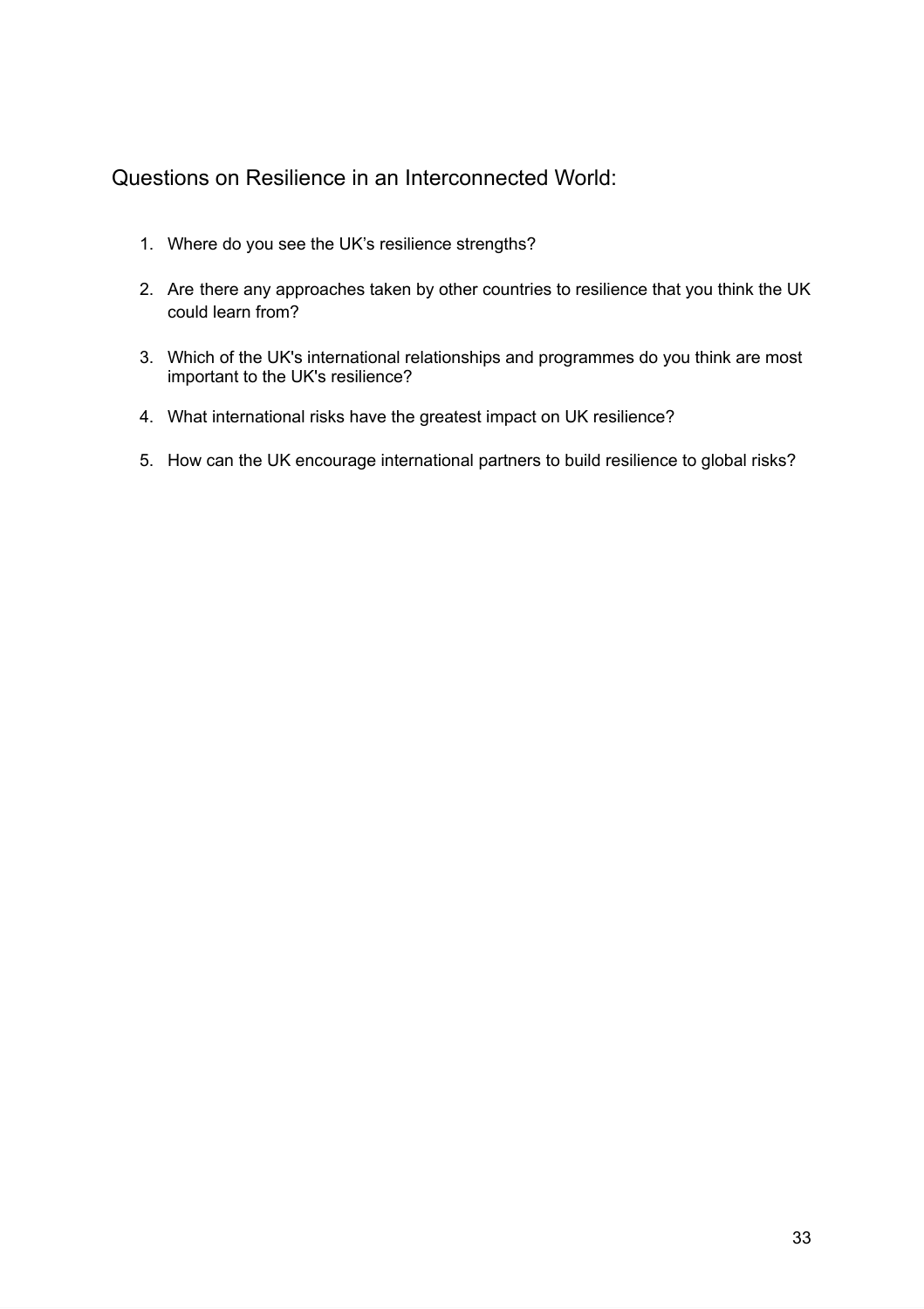## Questions on Resilience in an Interconnected World:

1. Where do you see the UK's resilience strengths?
2. Are there any approaches taken by other countries to resilience that you think the UK could learn from?
3. Which of the UK's international relationships and programmes do you think are most important to the UK's resilience?
4. What international risks have the greatest impact on UK resilience?
5. How can the UK encourage international partners to build resilience to global risks?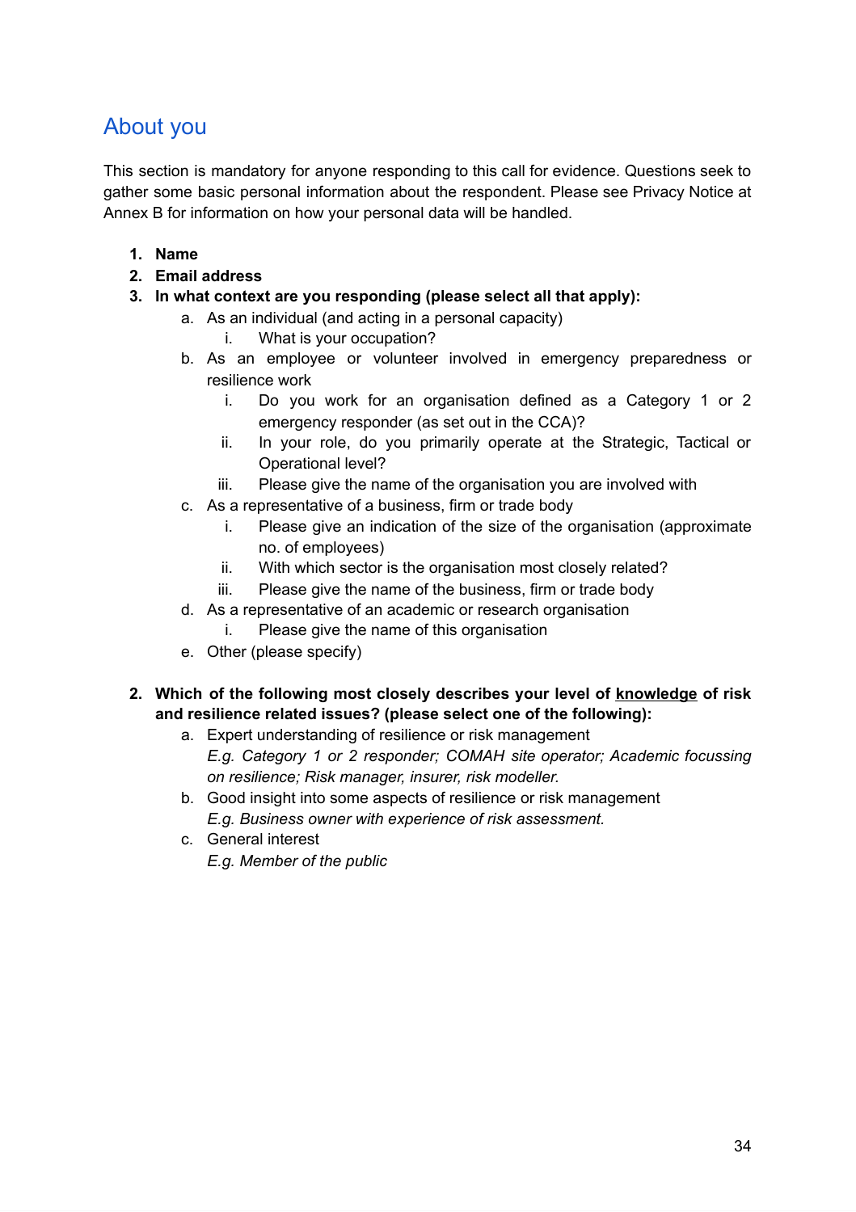## About you

This section is mandatory for anyone responding to this call for evidence. Questions seek to gather some basic personal information about the respondent. Please see Privacy Notice at Annex B for information on how your personal data will be handled.

1. **Name**
2. **Email address**
3. **In what context are you responding (please select all that apply):**
    a. As an individual (and acting in a personal capacity)
        i. What is your occupation?
    b. As an employee or volunteer involved in emergency preparedness or resilience work
        i. Do you work for an organisation defined as a Category 1 or 2 emergency responder (as set out in the CCA)?
        ii. In your role, do you primarily operate at the Strategic, Tactical or Operational level?
        iii. Please give the name of the organisation you are involved with
    c. As a representative of a business, firm or trade body
        i. Please give an indication of the size of the organisation (approximate no. of employees)
        ii. With which sector is the organisation most closely related?
        iii. Please give the name of the business, firm or trade body
    d. As a representative of an academic or research organisation
        i. Please give the name of this organisation
    e. Other (please specify)

2. **Which of the following most closely describes your level of <u>knowledge</u> of risk and resilience related issues? (please select one of the following):**
    a. Expert understanding of resilience or risk management
       *E.g. Category 1 or 2 responder; COMAH site operator; Academic focussing on resilience; Risk manager, insurer, risk modeller.*
    b. Good insight into some aspects of resilience or risk management
       *E.g. Business owner with experience of risk assessment.*
    c. General interest
       *E.g. Member of the public*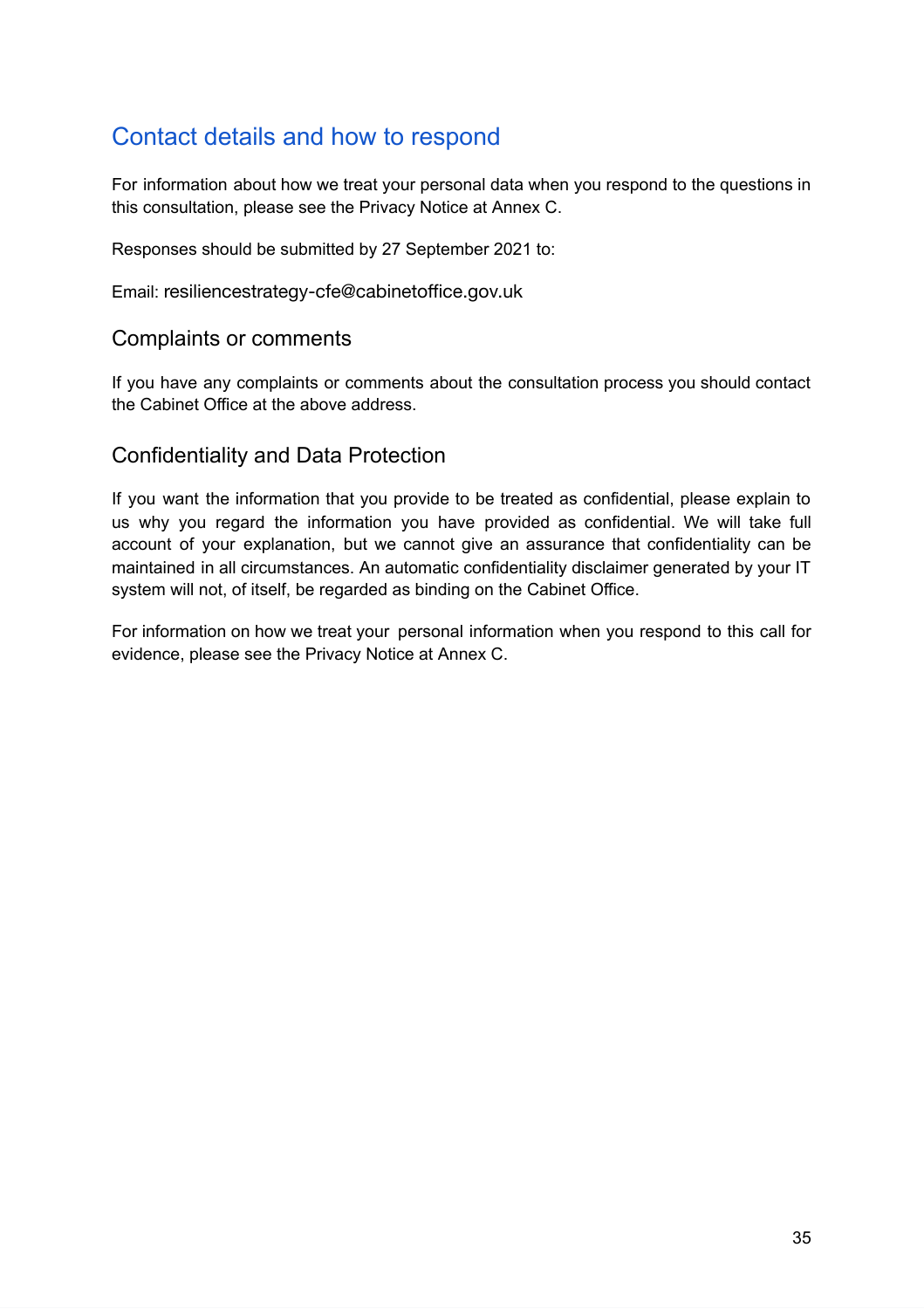# Contact details and how to respond

For information about how we treat your personal data when you respond to the questions in this consultation, please see the Privacy Notice at Annex C.

Responses should be submitted by 27 September 2021 to:

Email: resiliencestrategy-cfe@cabinetoffice.gov.uk

## Complaints or comments

If you have any complaints or comments about the consultation process you should contact the Cabinet Office at the above address.

## Confidentiality and Data Protection

If you want the information that you provide to be treated as confidential, please explain to us why you regard the information you have provided as confidential. We will take full account of your explanation, but we cannot give an assurance that confidentiality can be maintained in all circumstances. An automatic confidentiality disclaimer generated by your IT system will not, of itself, be regarded as binding on the Cabinet Office.

For information on how we treat your personal information when you respond to this call for evidence, please see the Privacy Notice at Annex C.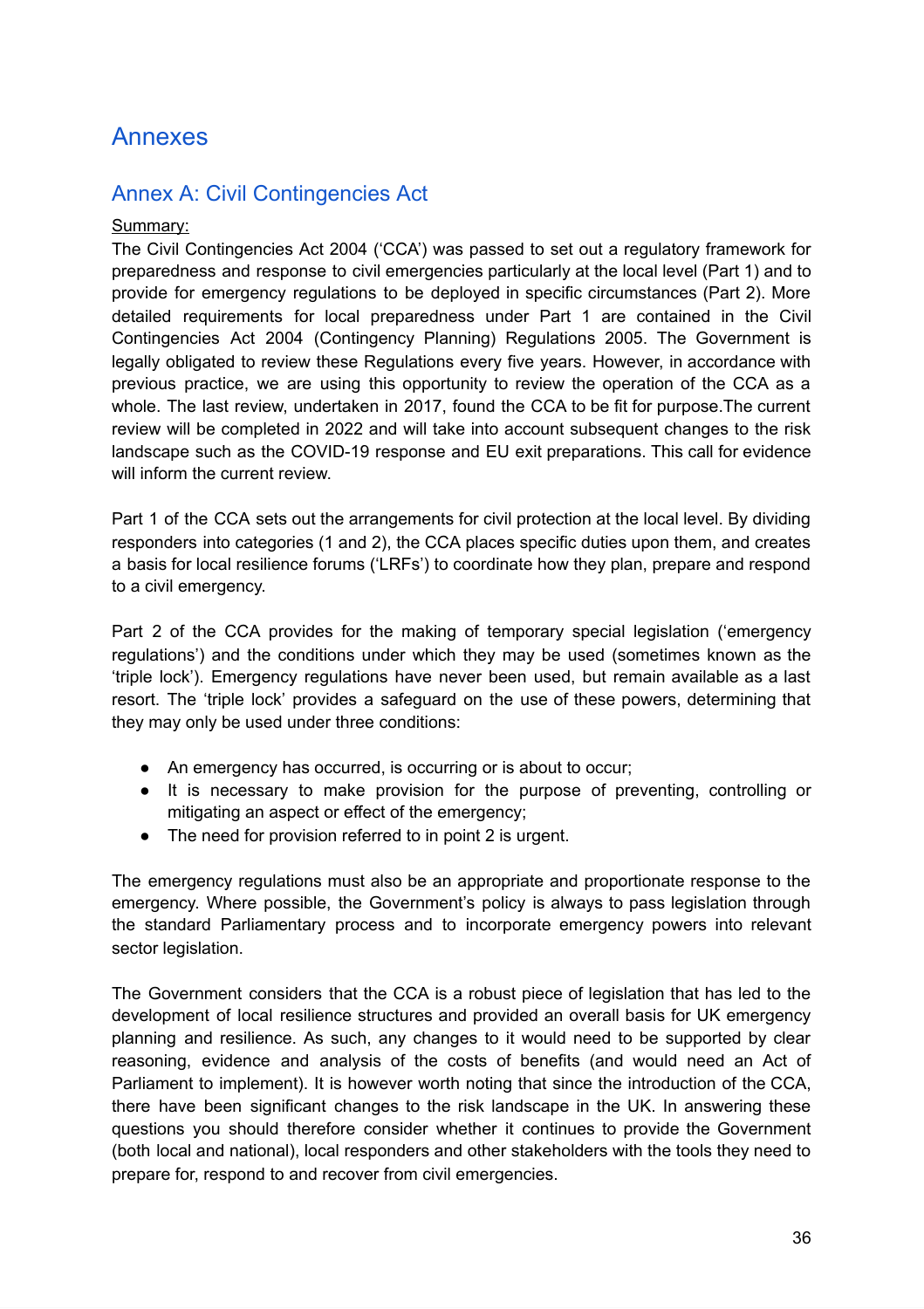# Annexes

## Annex A: Civil Contingencies Act

<u>Summary:</u>

The Civil Contingencies Act 2004 ('CCA') was passed to set out a regulatory framework for preparedness and response to civil emergencies particularly at the local level (Part 1) and to provide for emergency regulations to be deployed in specific circumstances (Part 2). More detailed requirements for local preparedness under Part 1 are contained in the Civil Contingencies Act 2004 (Contingency Planning) Regulations 2005. The Government is legally obligated to review these Regulations every five years. However, in accordance with previous practice, we are using this opportunity to review the operation of the CCA as a whole. The last review, undertaken in 2017, found the CCA to be fit for purpose.The current review will be completed in 2022 and will take into account subsequent changes to the risk landscape such as the COVID-19 response and EU exit preparations. This call for evidence will inform the current review.

Part 1 of the CCA sets out the arrangements for civil protection at the local level. By dividing responders into categories (1 and 2), the CCA places specific duties upon them, and creates a basis for local resilience forums ('LRFs') to coordinate how they plan, prepare and respond to a civil emergency.

Part 2 of the CCA provides for the making of temporary special legislation ('emergency regulations') and the conditions under which they may be used (sometimes known as the 'triple lock'). Emergency regulations have never been used, but remain available as a last resort. The 'triple lock' provides a safeguard on the use of these powers, determining that they may only be used under three conditions:

- An emergency has occurred, is occurring or is about to occur;
- It is necessary to make provision for the purpose of preventing, controlling or mitigating an aspect or effect of the emergency;
- The need for provision referred to in point 2 is urgent.

The emergency regulations must also be an appropriate and proportionate response to the emergency. Where possible, the Government's policy is always to pass legislation through the standard Parliamentary process and to incorporate emergency powers into relevant sector legislation.

The Government considers that the CCA is a robust piece of legislation that has led to the development of local resilience structures and provided an overall basis for UK emergency planning and resilience. As such, any changes to it would need to be supported by clear reasoning, evidence and analysis of the costs of benefits (and would need an Act of Parliament to implement). It is however worth noting that since the introduction of the CCA, there have been significant changes to the risk landscape in the UK. In answering these questions you should therefore consider whether it continues to provide the Government (both local and national), local responders and other stakeholders with the tools they need to prepare for, respond to and recover from civil emergencies.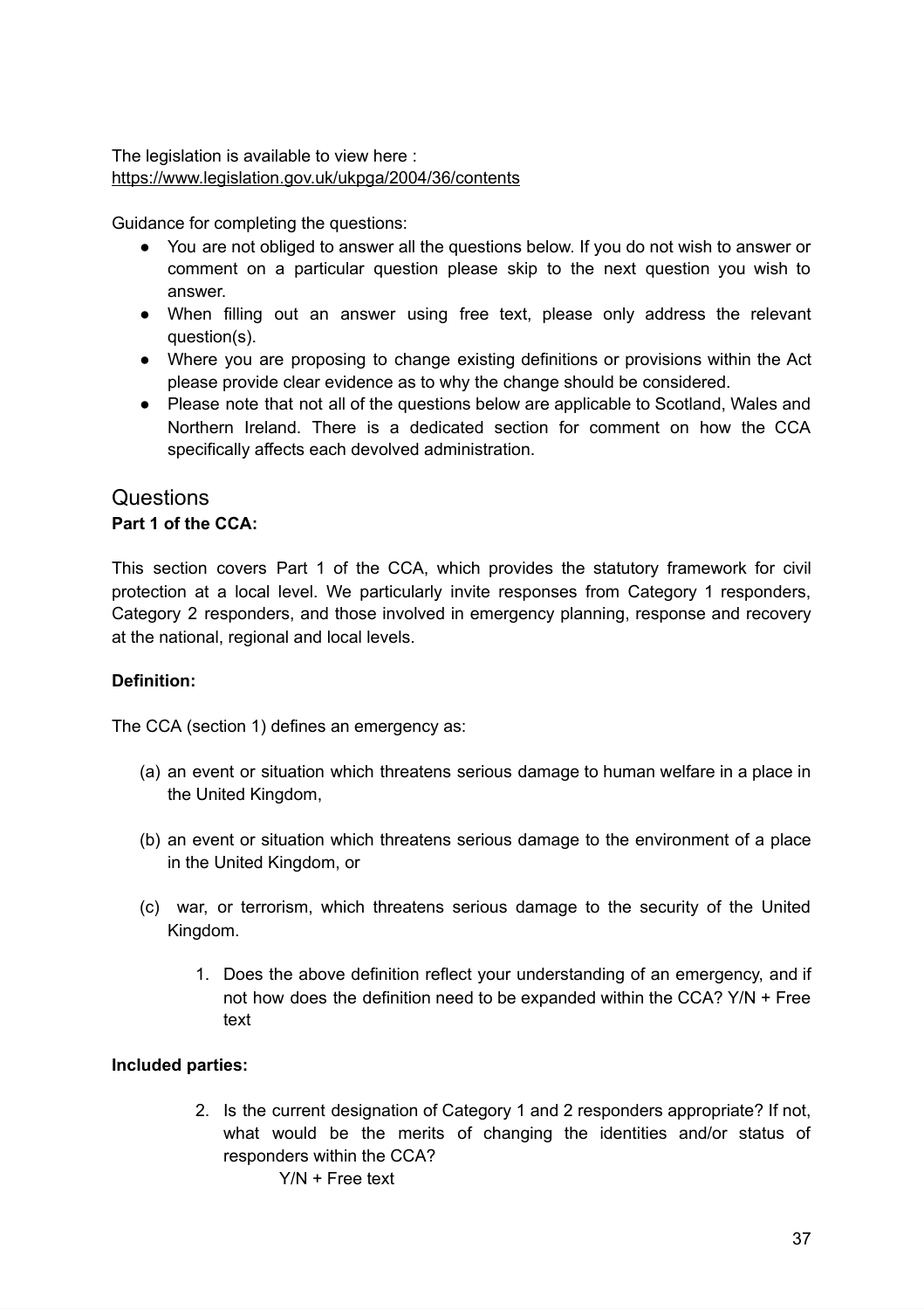The legislation is available to view here : https://www.legislation.gov.uk/ukpga/2004/36/contents

Guidance for completing the questions:

- You are not obliged to answer all the questions below. If you do not wish to answer or comment on a particular question please skip to the next question you wish to answer.
- When filling out an answer using free text, please only address the relevant question(s).
- Where you are proposing to change existing definitions or provisions within the Act please provide clear evidence as to why the change should be considered.
- Please note that not all of the questions below are applicable to Scotland, Wales and Northern Ireland. There is a dedicated section for comment on how the CCA specifically affects each devolved administration.

## Questions

**Part 1 of the CCA:**

This section covers Part 1 of the CCA, which provides the statutory framework for civil protection at a local level. We particularly invite responses from Category 1 responders, Category 2 responders, and those involved in emergency planning, response and recovery at the national, regional and local levels.

**Definition:**

The CCA (section 1) defines an emergency as:

(a) an event or situation which threatens serious damage to human welfare in a place in the United Kingdom,

(b) an event or situation which threatens serious damage to the environment of a place in the United Kingdom, or

(c) war, or terrorism, which threatens serious damage to the security of the United Kingdom.

1. Does the above definition reflect your understanding of an emergency, and if not how does the definition need to be expanded within the CCA? Y/N + Free text

**Included parties:**

2. Is the current designation of Category 1 and 2 responders appropriate? If not, what would be the merits of changing the identities and/or status of responders within the CCA?
   Y/N + Free text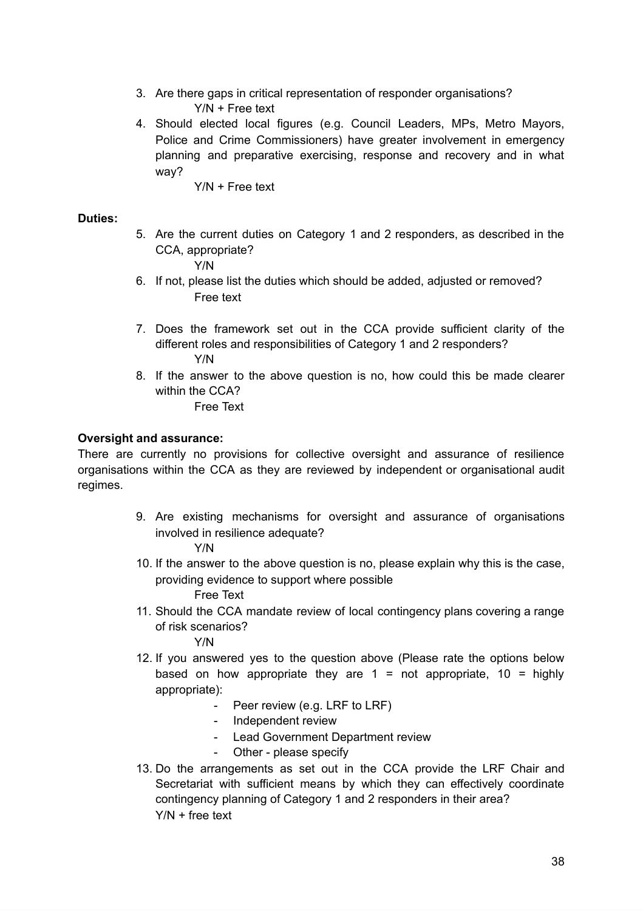3. Are there gaps in critical representation of responder organisations?
   Y/N + Free text
4. Should elected local figures (e.g. Council Leaders, MPs, Metro Mayors, Police and Crime Commissioners) have greater involvement in emergency planning and preparative exercising, response and recovery and in what way?
   Y/N + Free text

**Duties:**

5. Are the current duties on Category 1 and 2 responders, as described in the CCA, appropriate?
   Y/N
6. If not, please list the duties which should be added, adjusted or removed?
   Free text
7. Does the framework set out in the CCA provide sufficient clarity of the different roles and responsibilities of Category 1 and 2 responders?
   Y/N
8. If the answer to the above question is no, how could this be made clearer within the CCA?
   Free Text

**Oversight and assurance:**

There are currently no provisions for collective oversight and assurance of resilience organisations within the CCA as they are reviewed by independent or organisational audit regimes.

9. Are existing mechanisms for oversight and assurance of organisations involved in resilience adequate?
   Y/N
10. If the answer to the above question is no, please explain why this is the case, providing evidence to support where possible
    Free Text
11. Should the CCA mandate review of local contingency plans covering a range of risk scenarios?
    Y/N
12. If you answered yes to the question above (Please rate the options below based on how appropriate they are 1 = not appropriate, 10 = highly appropriate):
    - Peer review (e.g. LRF to LRF)
    - Independent review
    - Lead Government Department review
    - Other - please specify
13. Do the arrangements as set out in the CCA provide the LRF Chair and Secretariat with sufficient means by which they can effectively coordinate contingency planning of Category 1 and 2 responders in their area?
    Y/N + free text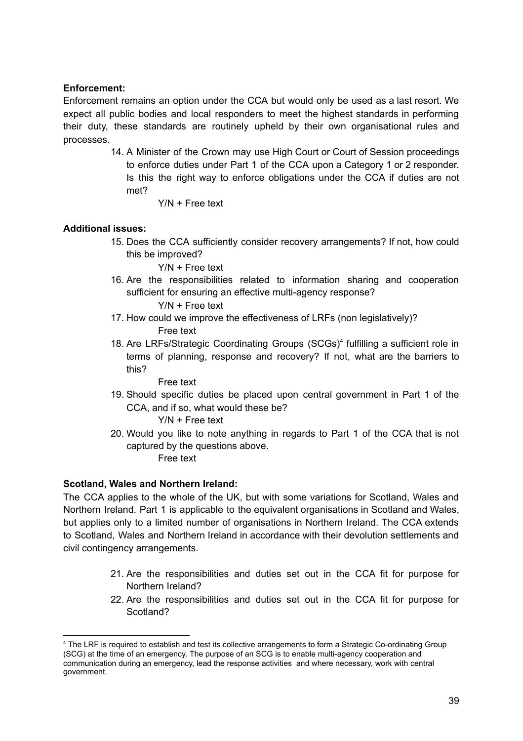**Enforcement:**

Enforcement remains an option under the CCA but would only be used as a last resort. We expect all public bodies and local responders to meet the highest standards in performing their duty, these standards are routinely upheld by their own organisational rules and processes.

14. A Minister of the Crown may use High Court or Court of Session proceedings to enforce duties under Part 1 of the CCA upon a Category 1 or 2 responder. Is this the right way to enforce obligations under the CCA if duties are not met?

    Y/N + Free text

**Additional issues:**

15. Does the CCA sufficiently consider recovery arrangements? If not, how could this be improved?

    Y/N + Free text

16. Are the responsibilities related to information sharing and cooperation sufficient for ensuring an effective multi-agency response?

    Y/N + Free text

17. How could we improve the effectiveness of LRFs (non legislatively)?

    Free text

18. Are LRFs/Strategic Coordinating Groups (SCGs)[4] fulfilling a sufficient role in terms of planning, response and recovery? If not, what are the barriers to this?

    Free text

19. Should specific duties be placed upon central government in Part 1 of the CCA, and if so, what would these be?

    Y/N + Free text

20. Would you like to note anything in regards to Part 1 of the CCA that is not captured by the questions above.

    Free text

**Scotland, Wales and Northern Ireland:**

The CCA applies to the whole of the UK, but with some variations for Scotland, Wales and Northern Ireland. Part 1 is applicable to the equivalent organisations in Scotland and Wales, but applies only to a limited number of organisations in Northern Ireland. The CCA extends to Scotland, Wales and Northern Ireland in accordance with their devolution settlements and civil contingency arrangements.

21. Are the responsibilities and duties set out in the CCA fit for purpose for Northern Ireland?
22. Are the responsibilities and duties set out in the CCA fit for purpose for Scotland?

---

[4] The LRF is required to establish and test its collective arrangements to form a Strategic Co-ordinating Group (SCG) at the time of an emergency. The purpose of an SCG is to enable multi-agency cooperation and communication during an emergency, lead the response activities and where necessary, work with central government.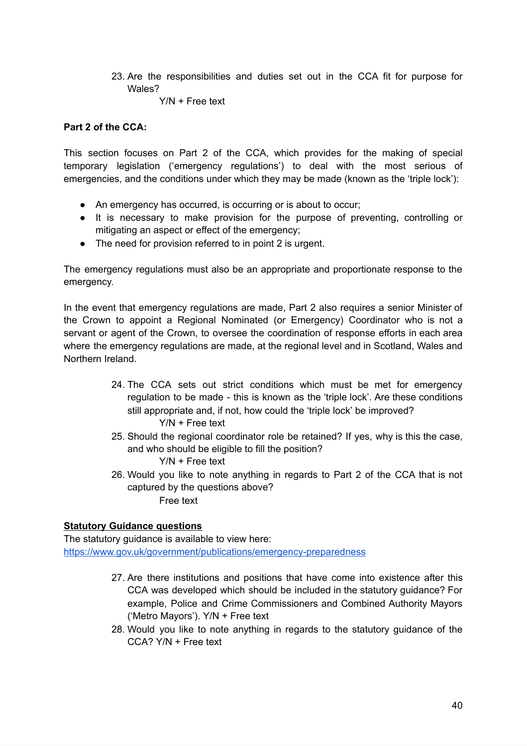23. Are the responsibilities and duties set out in the CCA fit for purpose for Wales?
    
    Y/N + Free text

**Part 2 of the CCA:**

This section focuses on Part 2 of the CCA, which provides for the making of special temporary legislation ('emergency regulations') to deal with the most serious of emergencies, and the conditions under which they may be made (known as the 'triple lock'):

- An emergency has occurred, is occurring or is about to occur;
- It is necessary to make provision for the purpose of preventing, controlling or mitigating an aspect or effect of the emergency;
- The need for provision referred to in point 2 is urgent.

The emergency regulations must also be an appropriate and proportionate response to the emergency.

In the event that emergency regulations are made, Part 2 also requires a senior Minister of the Crown to appoint a Regional Nominated (or Emergency) Coordinator who is not a servant or agent of the Crown, to oversee the coordination of response efforts in each area where the emergency regulations are made, at the regional level and in Scotland, Wales and Northern Ireland.

24. The CCA sets out strict conditions which must be met for emergency regulation to be made - this is known as the 'triple lock'. Are these conditions still appropriate and, if not, how could the 'triple lock' be improved?
    
    Y/N + Free text
25. Should the regional coordinator role be retained? If yes, why is this the case, and who should be eligible to fill the position?
    
    Y/N + Free text
26. Would you like to note anything in regards to Part 2 of the CCA that is not captured by the questions above?
    
    Free text

**Statutory Guidance questions**

The statutory guidance is available to view here: https://www.gov.uk/government/publications/emergency-preparedness

27. Are there institutions and positions that have come into existence after this CCA was developed which should be included in the statutory guidance? For example, Police and Crime Commissioners and Combined Authority Mayors ('Metro Mayors'). Y/N + Free text
28. Would you like to note anything in regards to the statutory guidance of the CCA? Y/N + Free text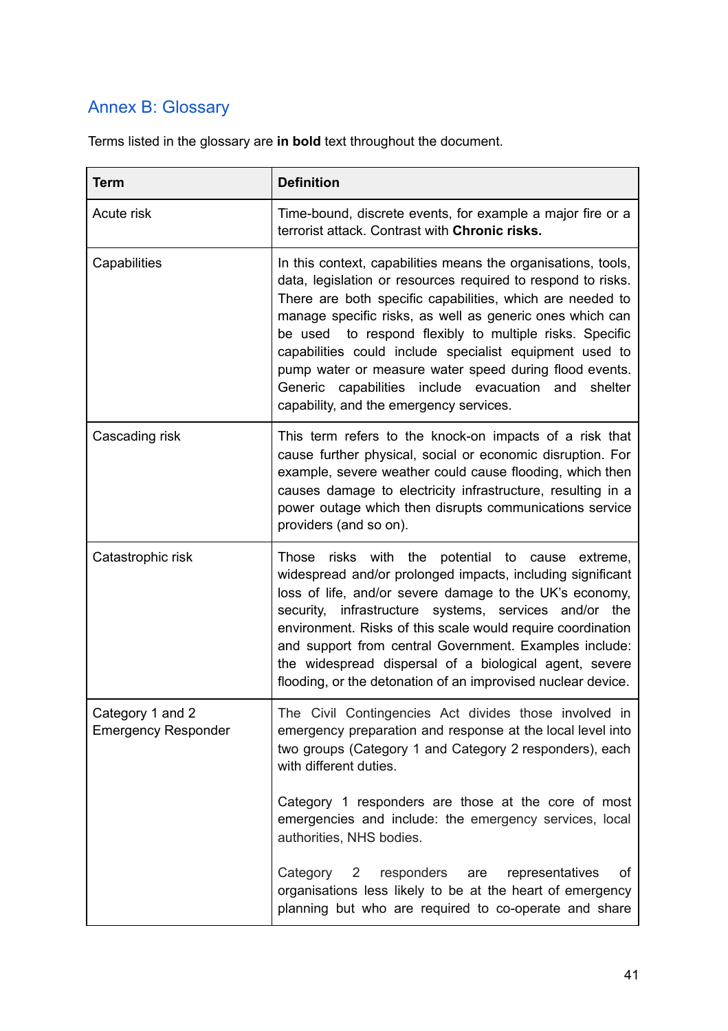## Annex B: Glossary

Terms listed in the glossary are **in bold** text throughout the document.

| Term | Definition |
|---|---|
| Acute risk | Time-bound, discrete events, for example a major fire or a terrorist attack. Contrast with **Chronic risks.** |
| Capabilities | In this context, capabilities means the organisations, tools, data, legislation or resources required to respond to risks. There are both specific capabilities, which are needed to manage specific risks, as well as generic ones which can be used to respond flexibly to multiple risks. Specific capabilities could include specialist equipment used to pump water or measure water speed during flood events. Generic capabilities include evacuation and shelter capability, and the emergency services. |
| Cascading risk | This term refers to the knock-on impacts of a risk that cause further physical, social or economic disruption. For example, severe weather could cause flooding, which then causes damage to electricity infrastructure, resulting in a power outage which then disrupts communications service providers (and so on). |
| Catastrophic risk | Those risks with the potential to cause extreme, widespread and/or prolonged impacts, including significant loss of life, and/or severe damage to the UK's economy, security, infrastructure systems, services and/or the environment. Risks of this scale would require coordination and support from central Government. Examples include: the widespread dispersal of a biological agent, severe flooding, or the detonation of an improvised nuclear device. |
| Category 1 and 2 Emergency Responder | The Civil Contingencies Act divides those involved in emergency preparation and response at the local level into two groups (Category 1 and Category 2 responders), each with different duties.<br><br>Category 1 responders are those at the core of most emergencies and include: the emergency services, local authorities, NHS bodies.<br><br>Category 2 responders are representatives of organisations less likely to be at the heart of emergency planning but who are required to co-operate and share |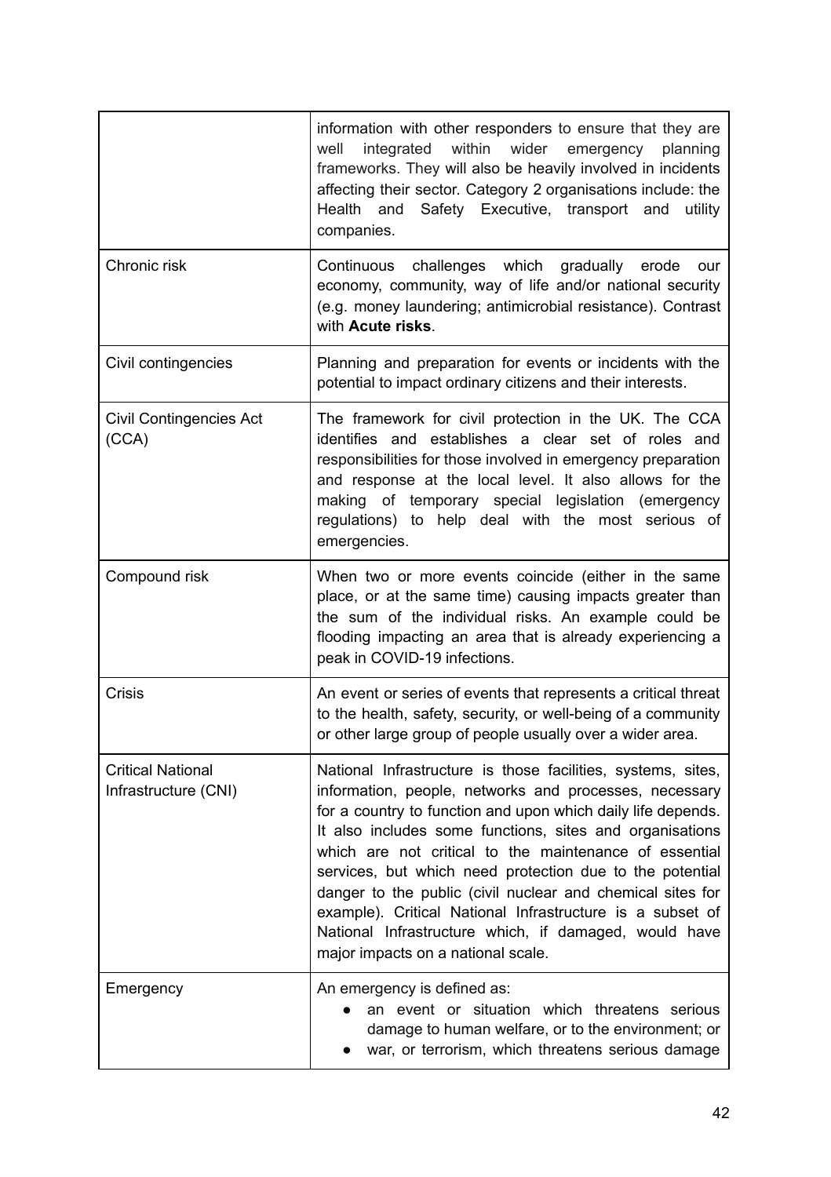| | |
|---|---|
| | information with other responders to ensure that they are well integrated within wider emergency planning frameworks. They will also be heavily involved in incidents affecting their sector. Category 2 organisations include: the Health and Safety Executive, transport and utility companies. |
| Chronic risk | Continuous challenges which gradually erode our economy, community, way of life and/or national security (e.g. money laundering; antimicrobial resistance). Contrast with **Acute risks**. |
| Civil contingencies | Planning and preparation for events or incidents with the potential to impact ordinary citizens and their interests. |
| Civil Contingencies Act (CCA) | The framework for civil protection in the UK. The CCA identifies and establishes a clear set of roles and responsibilities for those involved in emergency preparation and response at the local level. It also allows for the making of temporary special legislation (emergency regulations) to help deal with the most serious of emergencies. |
| Compound risk | When two or more events coincide (either in the same place, or at the same time) causing impacts greater than the sum of the individual risks. An example could be flooding impacting an area that is already experiencing a peak in COVID-19 infections. |
| Crisis | An event or series of events that represents a critical threat to the health, safety, security, or well-being of a community or other large group of people usually over a wider area. |
| Critical National Infrastructure (CNI) | National Infrastructure is those facilities, systems, sites, information, people, networks and processes, necessary for a country to function and upon which daily life depends. It also includes some functions, sites and organisations which are not critical to the maintenance of essential services, but which need protection due to the potential danger to the public (civil nuclear and chemical sites for example). Critical National Infrastructure is a subset of National Infrastructure which, if damaged, would have major impacts on a national scale. |
| Emergency | An emergency is defined as: <br>● an event or situation which threatens serious damage to human welfare, or to the environment; or <br>● war, or terrorism, which threatens serious damage |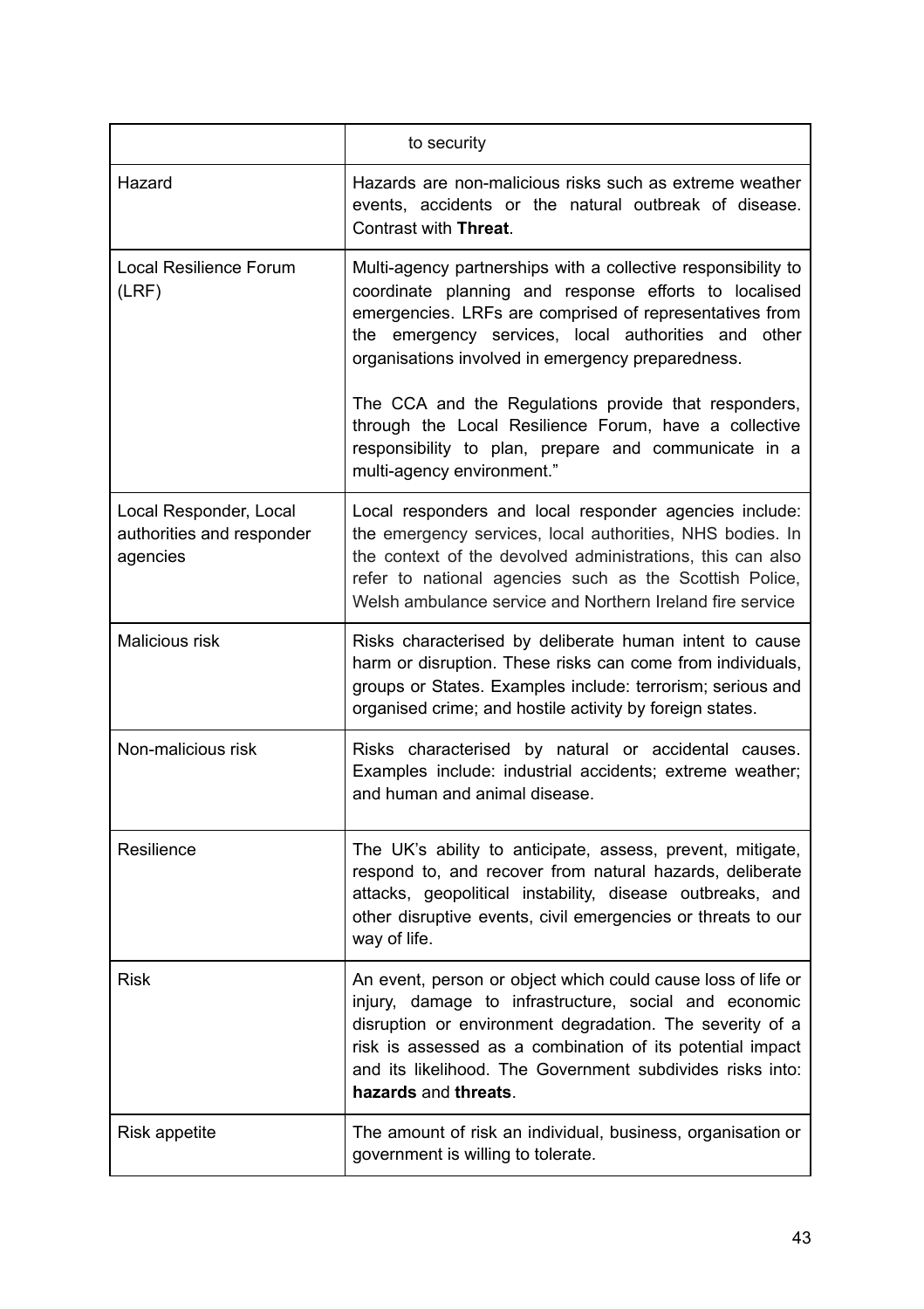| | |
|---|---|
| | to security |
| Hazard | Hazards are non-malicious risks such as extreme weather events, accidents or the natural outbreak of disease. Contrast with **Threat**. |
| Local Resilience Forum (LRF) | Multi-agency partnerships with a collective responsibility to coordinate planning and response efforts to localised emergencies. LRFs are comprised of representatives from the emergency services, local authorities and other organisations involved in emergency preparedness.<br><br>The CCA and the Regulations provide that responders, through the Local Resilience Forum, have a collective responsibility to plan, prepare and communicate in a multi-agency environment." |
| Local Responder, Local authorities and responder agencies | Local responders and local responder agencies include: the emergency services, local authorities, NHS bodies. In the context of the devolved administrations, this can also refer to national agencies such as the Scottish Police, Welsh ambulance service and Northern Ireland fire service |
| Malicious risk | Risks characterised by deliberate human intent to cause harm or disruption. These risks can come from individuals, groups or States. Examples include: terrorism; serious and organised crime; and hostile activity by foreign states. |
| Non-malicious risk | Risks characterised by natural or accidental causes. Examples include: industrial accidents; extreme weather; and human and animal disease. |
| Resilience | The UK's ability to anticipate, assess, prevent, mitigate, respond to, and recover from natural hazards, deliberate attacks, geopolitical instability, disease outbreaks, and other disruptive events, civil emergencies or threats to our way of life. |
| Risk | An event, person or object which could cause loss of life or injury, damage to infrastructure, social and economic disruption or environment degradation. The severity of a risk is assessed as a combination of its potential impact and its likelihood. The Government subdivides risks into: **hazards** and **threats**. |
| Risk appetite | The amount of risk an individual, business, organisation or government is willing to tolerate. |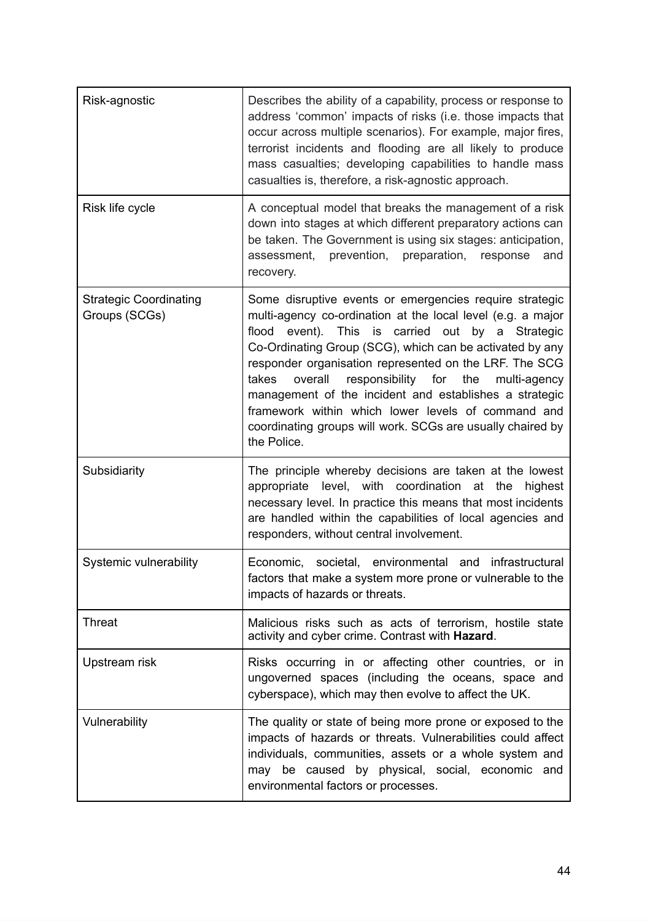| | |
|---|---|
| Risk-agnostic | Describes the ability of a capability, process or response to address 'common' impacts of risks (i.e. those impacts that occur across multiple scenarios). For example, major fires, terrorist incidents and flooding are all likely to produce mass casualties; developing capabilities to handle mass casualties is, therefore, a risk-agnostic approach. |
| Risk life cycle | A conceptual model that breaks the management of a risk down into stages at which different preparatory actions can be taken. The Government is using six stages: anticipation, assessment, prevention, preparation, response and recovery. |
| Strategic Coordinating Groups (SCGs) | Some disruptive events or emergencies require strategic multi-agency co-ordination at the local level (e.g. a major flood event). This is carried out by a Strategic Co-Ordinating Group (SCG), which can be activated by any responder organisation represented on the LRF. The SCG takes overall responsibility for the multi-agency management of the incident and establishes a strategic framework within which lower levels of command and coordinating groups will work. SCGs are usually chaired by the Police. |
| Subsidiarity | The principle whereby decisions are taken at the lowest appropriate level, with coordination at the highest necessary level. In practice this means that most incidents are handled within the capabilities of local agencies and responders, without central involvement. |
| Systemic vulnerability | Economic, societal, environmental and infrastructural factors that make a system more prone or vulnerable to the impacts of hazards or threats. |
| Threat | Malicious risks such as acts of terrorism, hostile state activity and cyber crime. Contrast with **Hazard**. |
| Upstream risk | Risks occurring in or affecting other countries, or in ungoverned spaces (including the oceans, space and cyberspace), which may then evolve to affect the UK. |
| Vulnerability | The quality or state of being more prone or exposed to the impacts of hazards or threats. Vulnerabilities could affect individuals, communities, assets or a whole system and may be caused by physical, social, economic and environmental factors or processes. |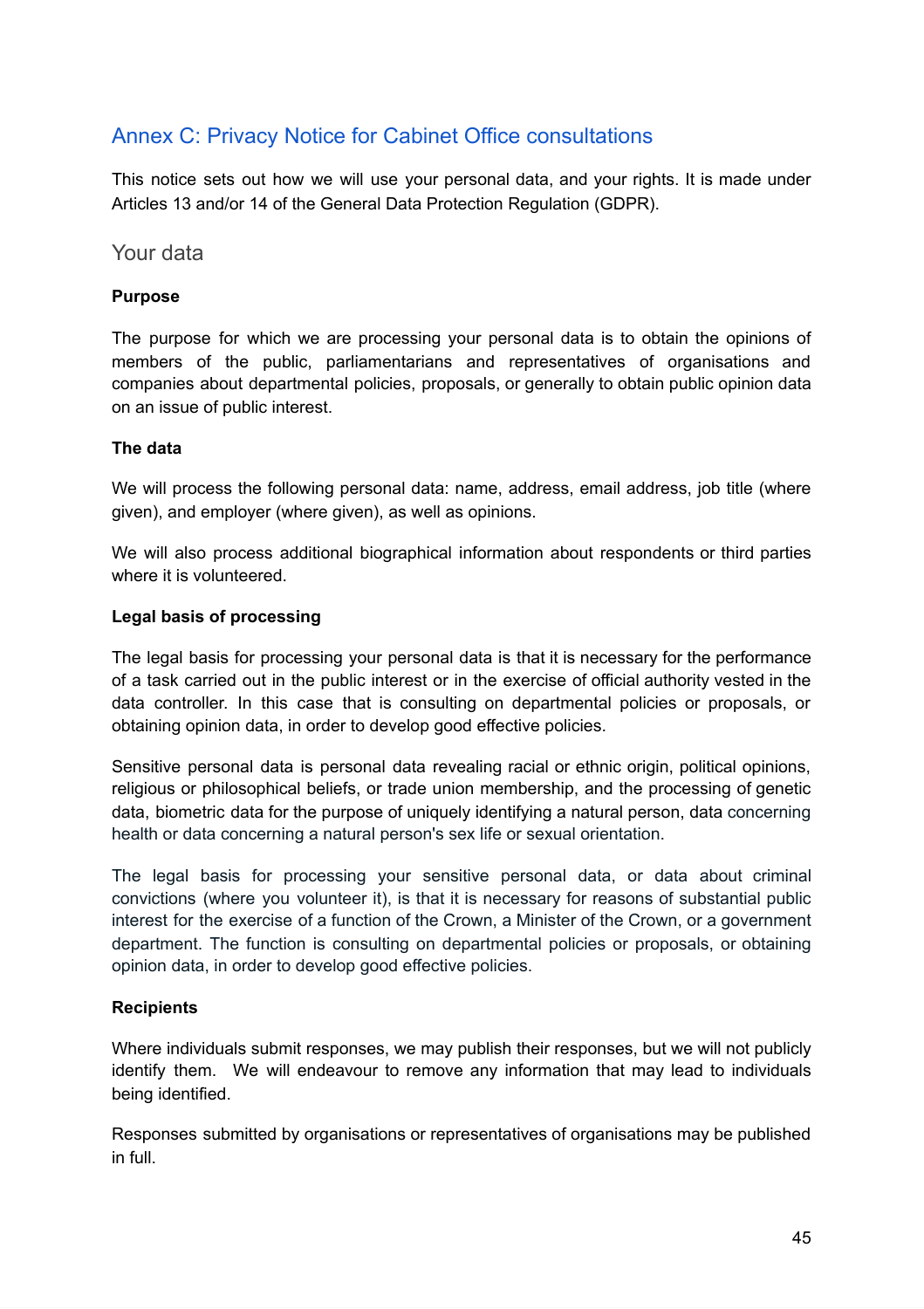## Annex C: Privacy Notice for Cabinet Office consultations

This notice sets out how we will use your personal data, and your rights. It is made under Articles 13 and/or 14 of the General Data Protection Regulation (GDPR).

### Your data

**Purpose**

The purpose for which we are processing your personal data is to obtain the opinions of members of the public, parliamentarians and representatives of organisations and companies about departmental policies, proposals, or generally to obtain public opinion data on an issue of public interest.

**The data**

We will process the following personal data: name, address, email address, job title (where given), and employer (where given), as well as opinions.

We will also process additional biographical information about respondents or third parties where it is volunteered.

**Legal basis of processing**

The legal basis for processing your personal data is that it is necessary for the performance of a task carried out in the public interest or in the exercise of official authority vested in the data controller. In this case that is consulting on departmental policies or proposals, or obtaining opinion data, in order to develop good effective policies.

Sensitive personal data is personal data revealing racial or ethnic origin, political opinions, religious or philosophical beliefs, or trade union membership, and the processing of genetic data, biometric data for the purpose of uniquely identifying a natural person, data concerning health or data concerning a natural person's sex life or sexual orientation.

The legal basis for processing your sensitive personal data, or data about criminal convictions (where you volunteer it), is that it is necessary for reasons of substantial public interest for the exercise of a function of the Crown, a Minister of the Crown, or a government department. The function is consulting on departmental policies or proposals, or obtaining opinion data, in order to develop good effective policies.

**Recipients**

Where individuals submit responses, we may publish their responses, but we will not publicly identify them. We will endeavour to remove any information that may lead to individuals being identified.

Responses submitted by organisations or representatives of organisations may be published in full.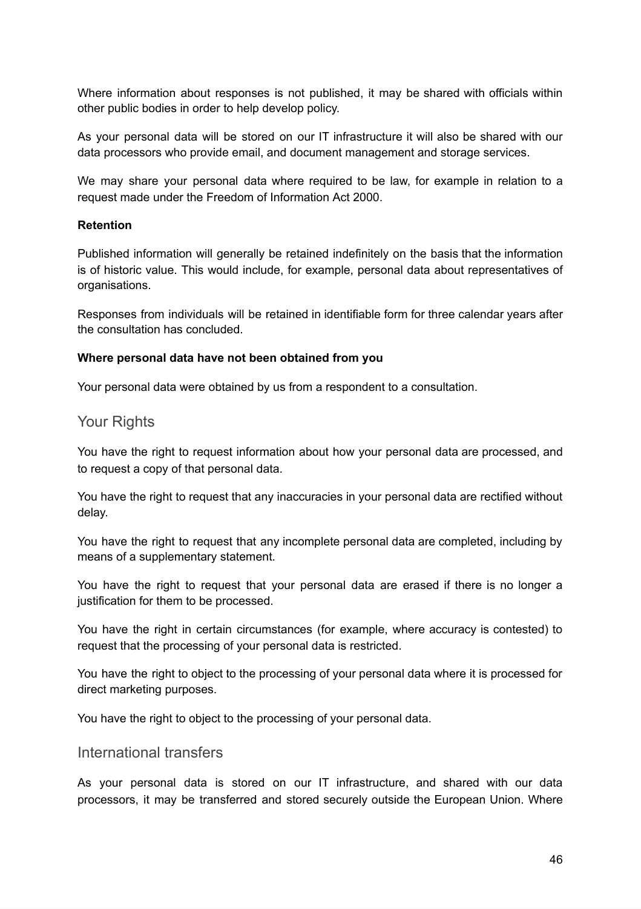Where information about responses is not published, it may be shared with officials within other public bodies in order to help develop policy.

As your personal data will be stored on our IT infrastructure it will also be shared with our data processors who provide email, and document management and storage services.

We may share your personal data where required to be law, for example in relation to a request made under the Freedom of Information Act 2000.

**Retention**

Published information will generally be retained indefinitely on the basis that the information is of historic value. This would include, for example, personal data about representatives of organisations.

Responses from individuals will be retained in identifiable form for three calendar years after the consultation has concluded.

**Where personal data have not been obtained from you**

Your personal data were obtained by us from a respondent to a consultation.

## Your Rights

You have the right to request information about how your personal data are processed, and to request a copy of that personal data.

You have the right to request that any inaccuracies in your personal data are rectified without delay.

You have the right to request that any incomplete personal data are completed, including by means of a supplementary statement.

You have the right to request that your personal data are erased if there is no longer a justification for them to be processed.

You have the right in certain circumstances (for example, where accuracy is contested) to request that the processing of your personal data is restricted.

You have the right to object to the processing of your personal data where it is processed for direct marketing purposes.

You have the right to object to the processing of your personal data.

## International transfers

As your personal data is stored on our IT infrastructure, and shared with our data processors, it may be transferred and stored securely outside the European Union. Where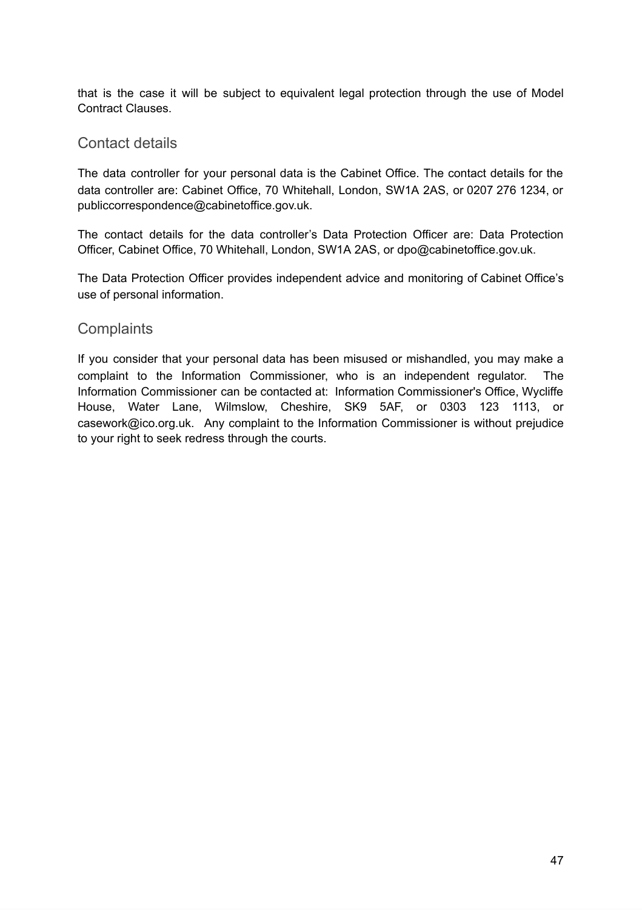that is the case it will be subject to equivalent legal protection through the use of Model Contract Clauses.

## Contact details

The data controller for your personal data is the Cabinet Office. The contact details for the data controller are: Cabinet Office, 70 Whitehall, London, SW1A 2AS, or 0207 276 1234, or publiccorrespondence@cabinetoffice.gov.uk.

The contact details for the data controller's Data Protection Officer are: Data Protection Officer, Cabinet Office, 70 Whitehall, London, SW1A 2AS, or dpo@cabinetoffice.gov.uk.

The Data Protection Officer provides independent advice and monitoring of Cabinet Office's use of personal information.

## Complaints

If you consider that your personal data has been misused or mishandled, you may make a complaint to the Information Commissioner, who is an independent regulator. The Information Commissioner can be contacted at: Information Commissioner's Office, Wycliffe House, Water Lane, Wilmslow, Cheshire, SK9 5AF, or 0303 123 1113, or casework@ico.org.uk. Any complaint to the Information Commissioner is without prejudice to your right to seek redress through the courts.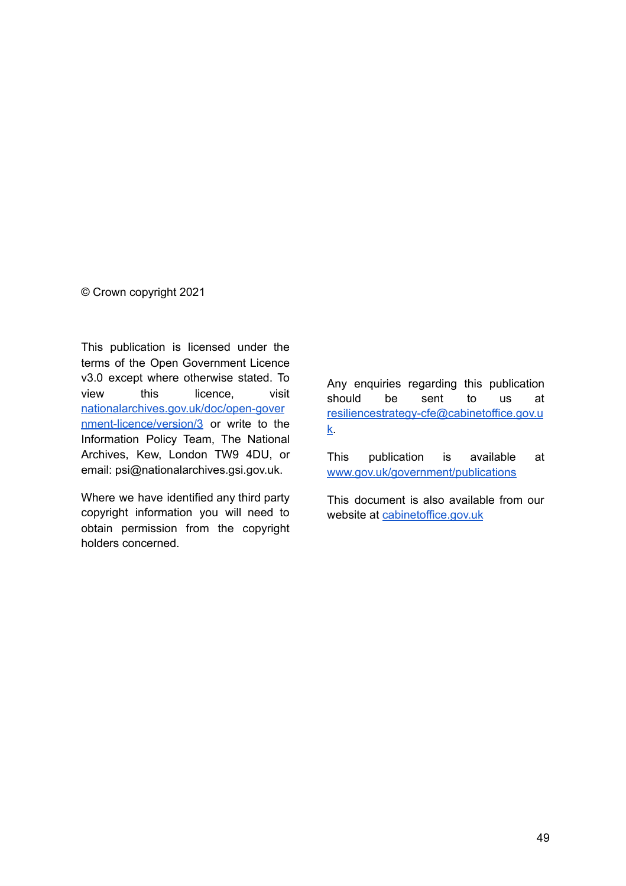© Crown copyright 2021

This publication is licensed under the terms of the Open Government Licence v3.0 except where otherwise stated. To view this licence, visit nationalarchives.gov.uk/doc/open-government-licence/version/3 or write to the Information Policy Team, The National Archives, Kew, London TW9 4DU, or email: psi@nationalarchives.gsi.gov.uk.

Where we have identified any third party copyright information you will need to obtain permission from the copyright holders concerned.

Any enquiries regarding this publication should be sent to us at resiliencestrategy-cfe@cabinetoffice.gov.uk.

This publication is available at www.gov.uk/government/publications

This document is also available from our website at cabinetoffice.gov.uk